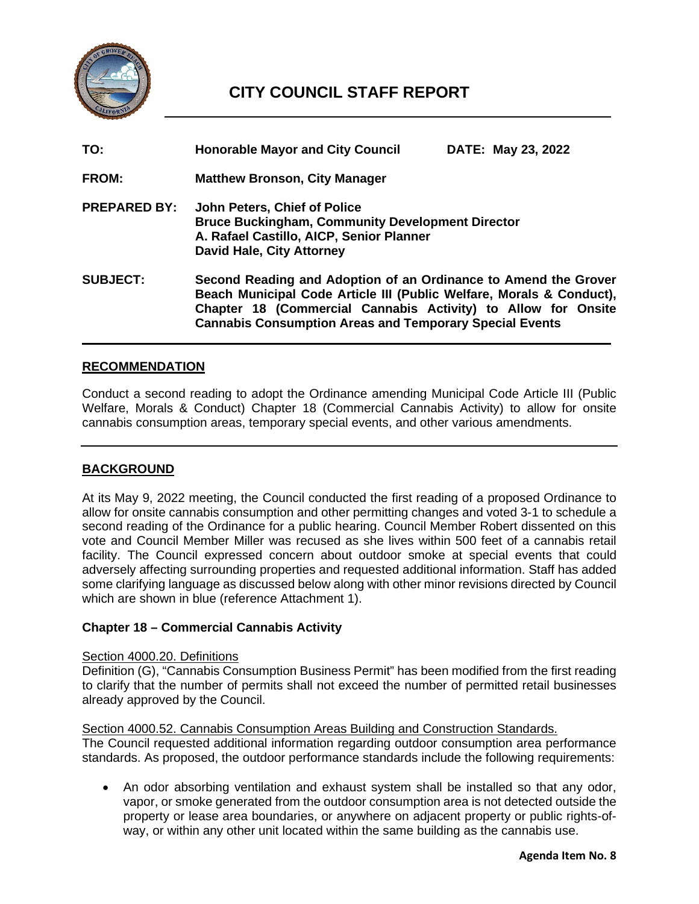# CITY COUNCIL STAFF REPORT

| | | |
|---|---|---|
| **TO:** | **Honorable Mayor and City Council** | **DATE: May 23, 2022** |
| **FROM:** | **Matthew Bronson, City Manager** | |
| **PREPARED BY:** | **John Peters, Chief of Police**<br>**Bruce Buckingham, Community Development Director**<br>**A. Rafael Castillo, AICP, Senior Planner**<br>**David Hale, City Attorney** | |
| **SUBJECT:** | **Second Reading and Adoption of an Ordinance to Amend the Grover Beach Municipal Code Article III (Public Welfare, Morals & Conduct), Chapter 18 (Commercial Cannabis Activity) to Allow for Onsite Cannabis Consumption Areas and Temporary Special Events** | |

## RECOMMENDATION

Conduct a second reading to adopt the Ordinance amending Municipal Code Article III (Public Welfare, Morals & Conduct) Chapter 18 (Commercial Cannabis Activity) to allow for onsite cannabis consumption areas, temporary special events, and other various amendments.

## BACKGROUND

At its May 9, 2022 meeting, the Council conducted the first reading of a proposed Ordinance to allow for onsite cannabis consumption and other permitting changes and voted 3-1 to schedule a second reading of the Ordinance for a public hearing. Council Member Robert dissented on this vote and Council Member Miller was recused as she lives within 500 feet of a cannabis retail facility. The Council expressed concern about outdoor smoke at special events that could adversely affecting surrounding properties and requested additional information. Staff has added some clarifying language as discussed below along with other minor revisions directed by Council which are shown in blue (reference Attachment 1).

### Chapter 18 – Commercial Cannabis Activity

Section 4000.20. Definitions

Definition (G), "Cannabis Consumption Business Permit" has been modified from the first reading to clarify that the number of permits shall not exceed the number of permitted retail businesses already approved by the Council.

Section 4000.52. Cannabis Consumption Areas Building and Construction Standards.

The Council requested additional information regarding outdoor consumption area performance standards. As proposed, the outdoor performance standards include the following requirements:

- An odor absorbing ventilation and exhaust system shall be installed so that any odor, vapor, or smoke generated from the outdoor consumption area is not detected outside the property or lease area boundaries, or anywhere on adjacent property or public rights-of-way, or within any other unit located within the same building as the cannabis use.

**Agenda Item No. 8**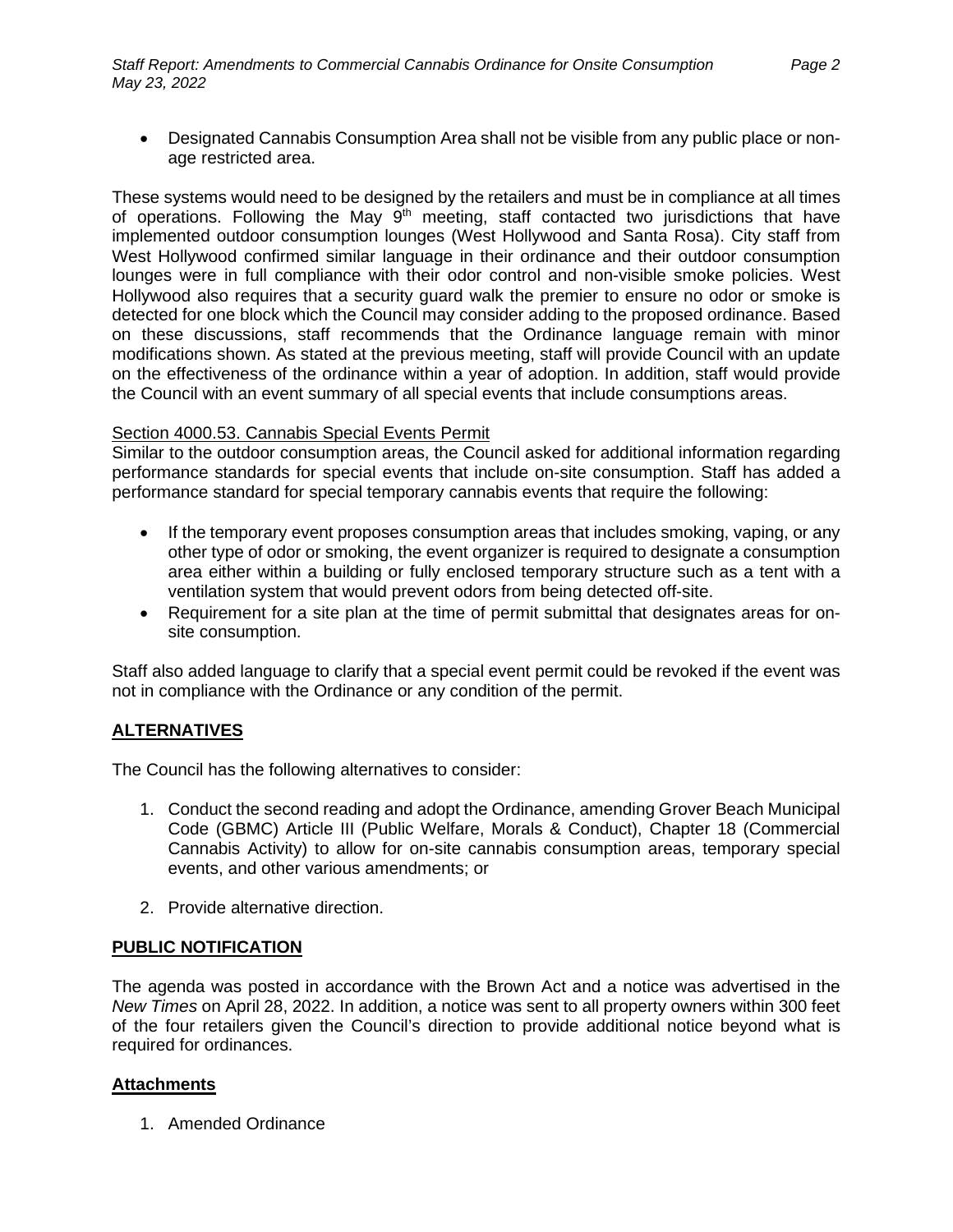- Designated Cannabis Consumption Area shall not be visible from any public place or non-age restricted area.

These systems would need to be designed by the retailers and must be in compliance at all times of operations. Following the May 9th meeting, staff contacted two jurisdictions that have implemented outdoor consumption lounges (West Hollywood and Santa Rosa). City staff from West Hollywood confirmed similar language in their ordinance and their outdoor consumption lounges were in full compliance with their odor control and non-visible smoke policies. West Hollywood also requires that a security guard walk the premier to ensure no odor or smoke is detected for one block which the Council may consider adding to the proposed ordinance. Based on these discussions, staff recommends that the Ordinance language remain with minor modifications shown. As stated at the previous meeting, staff will provide Council with an update on the effectiveness of the ordinance within a year of adoption. In addition, staff would provide the Council with an event summary of all special events that include consumptions areas.

Section 4000.53. Cannabis Special Events Permit

Similar to the outdoor consumption areas, the Council asked for additional information regarding performance standards for special events that include on-site consumption. Staff has added a performance standard for special temporary cannabis events that require the following:

- If the temporary event proposes consumption areas that includes smoking, vaping, or any other type of odor or smoking, the event organizer is required to designate a consumption area either within a building or fully enclosed temporary structure such as a tent with a ventilation system that would prevent odors from being detected off-site.
- Requirement for a site plan at the time of permit submittal that designates areas for on-site consumption.

Staff also added language to clarify that a special event permit could be revoked if the event was not in compliance with the Ordinance or any condition of the permit.

## ALTERNATIVES

The Council has the following alternatives to consider:

1. Conduct the second reading and adopt the Ordinance, amending Grover Beach Municipal Code (GBMC) Article III (Public Welfare, Morals & Conduct), Chapter 18 (Commercial Cannabis Activity) to allow for on-site cannabis consumption areas, temporary special events, and other various amendments; or
2. Provide alternative direction.

## PUBLIC NOTIFICATION

The agenda was posted in accordance with the Brown Act and a notice was advertised in the *New Times* on April 28, 2022. In addition, a notice was sent to all property owners within 300 feet of the four retailers given the Council's direction to provide additional notice beyond what is required for ordinances.

## Attachments

1. Amended Ordinance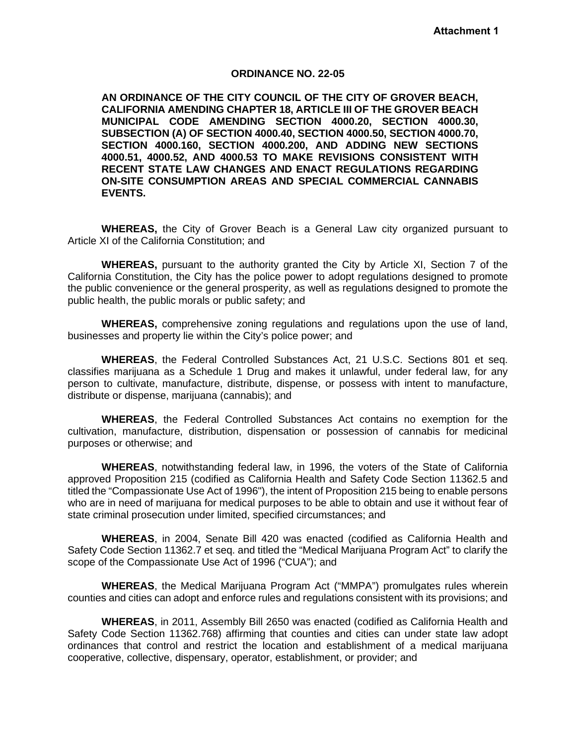**Attachment 1**

**ORDINANCE NO. 22-05**

**AN ORDINANCE OF THE CITY COUNCIL OF THE CITY OF GROVER BEACH, CALIFORNIA AMENDING CHAPTER 18, ARTICLE III OF THE GROVER BEACH MUNICIPAL CODE AMENDING SECTION 4000.20, SECTION 4000.30, SUBSECTION (A) OF SECTION 4000.40, SECTION 4000.50, SECTION 4000.70, SECTION 4000.160, SECTION 4000.200, AND ADDING NEW SECTIONS 4000.51, 4000.52, AND 4000.53 TO MAKE REVISIONS CONSISTENT WITH RECENT STATE LAW CHANGES AND ENACT REGULATIONS REGARDING ON-SITE CONSUMPTION AREAS AND SPECIAL COMMERCIAL CANNABIS EVENTS.**

**WHEREAS,** the City of Grover Beach is a General Law city organized pursuant to Article XI of the California Constitution; and

**WHEREAS,** pursuant to the authority granted the City by Article XI, Section 7 of the California Constitution, the City has the police power to adopt regulations designed to promote the public convenience or the general prosperity, as well as regulations designed to promote the public health, the public morals or public safety; and

**WHEREAS,** comprehensive zoning regulations and regulations upon the use of land, businesses and property lie within the City's police power; and

**WHEREAS**, the Federal Controlled Substances Act, 21 U.S.C. Sections 801 et seq. classifies marijuana as a Schedule 1 Drug and makes it unlawful, under federal law, for any person to cultivate, manufacture, distribute, dispense, or possess with intent to manufacture, distribute or dispense, marijuana (cannabis); and

**WHEREAS**, the Federal Controlled Substances Act contains no exemption for the cultivation, manufacture, distribution, dispensation or possession of cannabis for medicinal purposes or otherwise; and

**WHEREAS**, notwithstanding federal law, in 1996, the voters of the State of California approved Proposition 215 (codified as California Health and Safety Code Section 11362.5 and titled the "Compassionate Use Act of 1996"), the intent of Proposition 215 being to enable persons who are in need of marijuana for medical purposes to be able to obtain and use it without fear of state criminal prosecution under limited, specified circumstances; and

**WHEREAS**, in 2004, Senate Bill 420 was enacted (codified as California Health and Safety Code Section 11362.7 et seq. and titled the "Medical Marijuana Program Act" to clarify the scope of the Compassionate Use Act of 1996 ("CUA"); and

**WHEREAS**, the Medical Marijuana Program Act ("MMPA") promulgates rules wherein counties and cities can adopt and enforce rules and regulations consistent with its provisions; and

**WHEREAS**, in 2011, Assembly Bill 2650 was enacted (codified as California Health and Safety Code Section 11362.768) affirming that counties and cities can under state law adopt ordinances that control and restrict the location and establishment of a medical marijuana cooperative, collective, dispensary, operator, establishment, or provider; and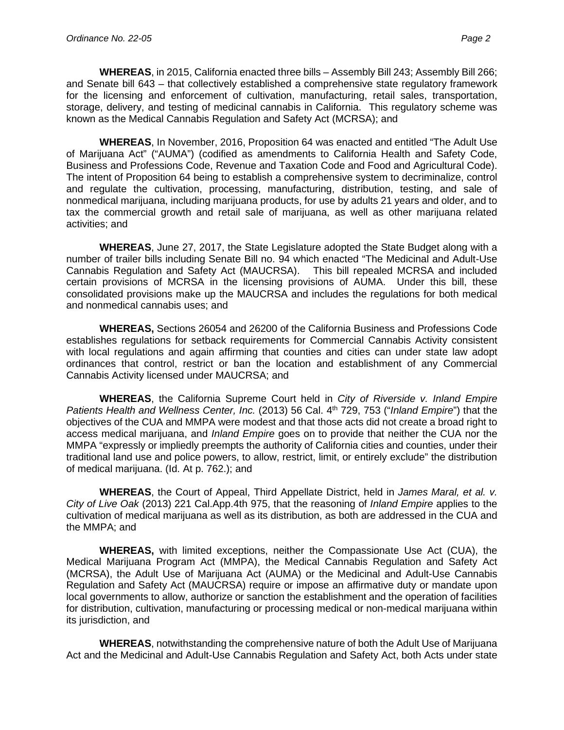**WHEREAS**, in 2015, California enacted three bills – Assembly Bill 243; Assembly Bill 266; and Senate bill 643 – that collectively established a comprehensive state regulatory framework for the licensing and enforcement of cultivation, manufacturing, retail sales, transportation, storage, delivery, and testing of medicinal cannabis in California. This regulatory scheme was known as the Medical Cannabis Regulation and Safety Act (MCRSA); and

**WHEREAS**, In November, 2016, Proposition 64 was enacted and entitled "The Adult Use of Marijuana Act" ("AUMA") (codified as amendments to California Health and Safety Code, Business and Professions Code, Revenue and Taxation Code and Food and Agricultural Code). The intent of Proposition 64 being to establish a comprehensive system to decriminalize, control and regulate the cultivation, processing, manufacturing, distribution, testing, and sale of nonmedical marijuana, including marijuana products, for use by adults 21 years and older, and to tax the commercial growth and retail sale of marijuana, as well as other marijuana related activities; and

**WHEREAS**, June 27, 2017, the State Legislature adopted the State Budget along with a number of trailer bills including Senate Bill no. 94 which enacted "The Medicinal and Adult-Use Cannabis Regulation and Safety Act (MAUCRSA). This bill repealed MCRSA and included certain provisions of MCRSA in the licensing provisions of AUMA. Under this bill, these consolidated provisions make up the MAUCRSA and includes the regulations for both medical and nonmedical cannabis uses; and

**WHEREAS,** Sections 26054 and 26200 of the California Business and Professions Code establishes regulations for setback requirements for Commercial Cannabis Activity consistent with local regulations and again affirming that counties and cities can under state law adopt ordinances that control, restrict or ban the location and establishment of any Commercial Cannabis Activity licensed under MAUCRSA; and

**WHEREAS**, the California Supreme Court held in *City of Riverside v. Inland Empire Patients Health and Wellness Center, Inc.* (2013) 56 Cal. 4th 729, 753 ("*Inland Empire*") that the objectives of the CUA and MMPA were modest and that those acts did not create a broad right to access medical marijuana, and *Inland Empire* goes on to provide that neither the CUA nor the MMPA "expressly or impliedly preempts the authority of California cities and counties, under their traditional land use and police powers, to allow, restrict, limit, or entirely exclude" the distribution of medical marijuana. (Id. At p. 762.); and

**WHEREAS**, the Court of Appeal, Third Appellate District, held in *James Maral, et al. v. City of Live Oak* (2013) 221 Cal.App.4th 975, that the reasoning of *Inland Empire* applies to the cultivation of medical marijuana as well as its distribution, as both are addressed in the CUA and the MMPA; and

**WHEREAS,** with limited exceptions, neither the Compassionate Use Act (CUA), the Medical Marijuana Program Act (MMPA), the Medical Cannabis Regulation and Safety Act (MCRSA), the Adult Use of Marijuana Act (AUMA) or the Medicinal and Adult-Use Cannabis Regulation and Safety Act (MAUCRSA) require or impose an affirmative duty or mandate upon local governments to allow, authorize or sanction the establishment and the operation of facilities for distribution, cultivation, manufacturing or processing medical or non-medical marijuana within its jurisdiction, and

**WHEREAS**, notwithstanding the comprehensive nature of both the Adult Use of Marijuana Act and the Medicinal and Adult-Use Cannabis Regulation and Safety Act, both Acts under state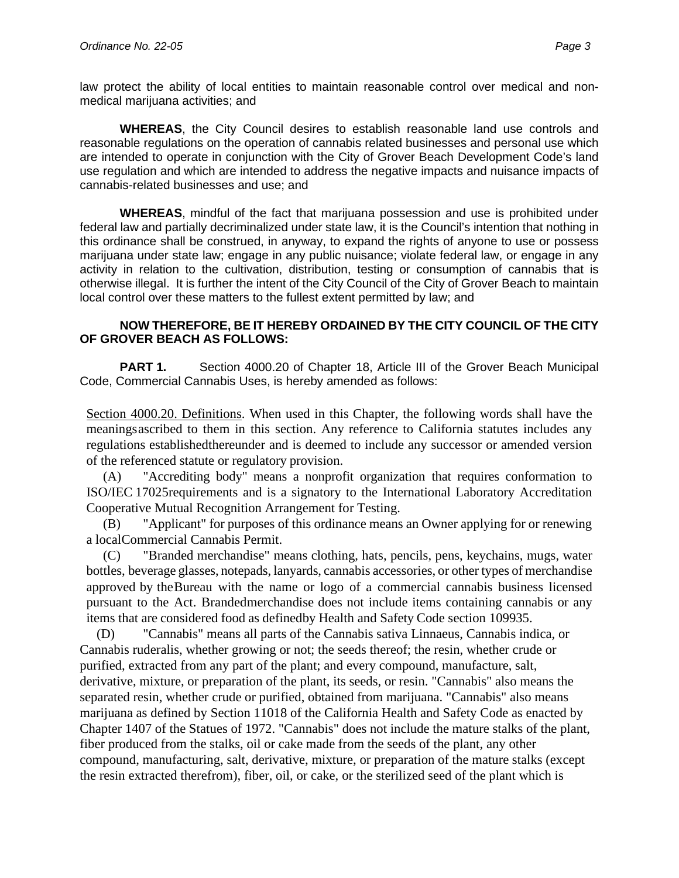law protect the ability of local entities to maintain reasonable control over medical and non-medical marijuana activities; and

**WHEREAS**, the City Council desires to establish reasonable land use controls and reasonable regulations on the operation of cannabis related businesses and personal use which are intended to operate in conjunction with the City of Grover Beach Development Code's land use regulation and which are intended to address the negative impacts and nuisance impacts of cannabis-related businesses and use; and

**WHEREAS**, mindful of the fact that marijuana possession and use is prohibited under federal law and partially decriminalized under state law, it is the Council's intention that nothing in this ordinance shall be construed, in anyway, to expand the rights of anyone to use or possess marijuana under state law; engage in any public nuisance; violate federal law, or engage in any activity in relation to the cultivation, distribution, testing or consumption of cannabis that is otherwise illegal. It is further the intent of the City Council of the City of Grover Beach to maintain local control over these matters to the fullest extent permitted by law; and

**NOW THEREFORE, BE IT HEREBY ORDAINED BY THE CITY COUNCIL OF THE CITY OF GROVER BEACH AS FOLLOWS:**

**PART 1.** Section 4000.20 of Chapter 18, Article III of the Grover Beach Municipal Code, Commercial Cannabis Uses, is hereby amended as follows:

Section 4000.20. Definitions. When used in this Chapter, the following words shall have the meaningsascribed to them in this section. Any reference to California statutes includes any regulations establishedthereunder and is deemed to include any successor or amended version of the referenced statute or regulatory provision.

(A) "Accrediting body" means a nonprofit organization that requires conformation to ISO/IEC 17025requirements and is a signatory to the International Laboratory Accreditation Cooperative Mutual Recognition Arrangement for Testing.

(B) "Applicant" for purposes of this ordinance means an Owner applying for or renewing a localCommercial Cannabis Permit.

(C) "Branded merchandise" means clothing, hats, pencils, pens, keychains, mugs, water bottles, beverage glasses, notepads, lanyards, cannabis accessories, or other types of merchandise approved by theBureau with the name or logo of a commercial cannabis business licensed pursuant to the Act. Brandedmerchandise does not include items containing cannabis or any items that are considered food as definedby Health and Safety Code section 109935.

(D) "Cannabis" means all parts of the Cannabis sativa Linnaeus, Cannabis indica, or Cannabis ruderalis, whether growing or not; the seeds thereof; the resin, whether crude or purified, extracted from any part of the plant; and every compound, manufacture, salt, derivative, mixture, or preparation of the plant, its seeds, or resin. "Cannabis" also means the separated resin, whether crude or purified, obtained from marijuana. "Cannabis" also means marijuana as defined by Section 11018 of the California Health and Safety Code as enacted by Chapter 1407 of the Statues of 1972. "Cannabis" does not include the mature stalks of the plant, fiber produced from the stalks, oil or cake made from the seeds of the plant, any other compound, manufacturing, salt, derivative, mixture, or preparation of the mature stalks (except the resin extracted therefrom), fiber, oil, or cake, or the sterilized seed of the plant which is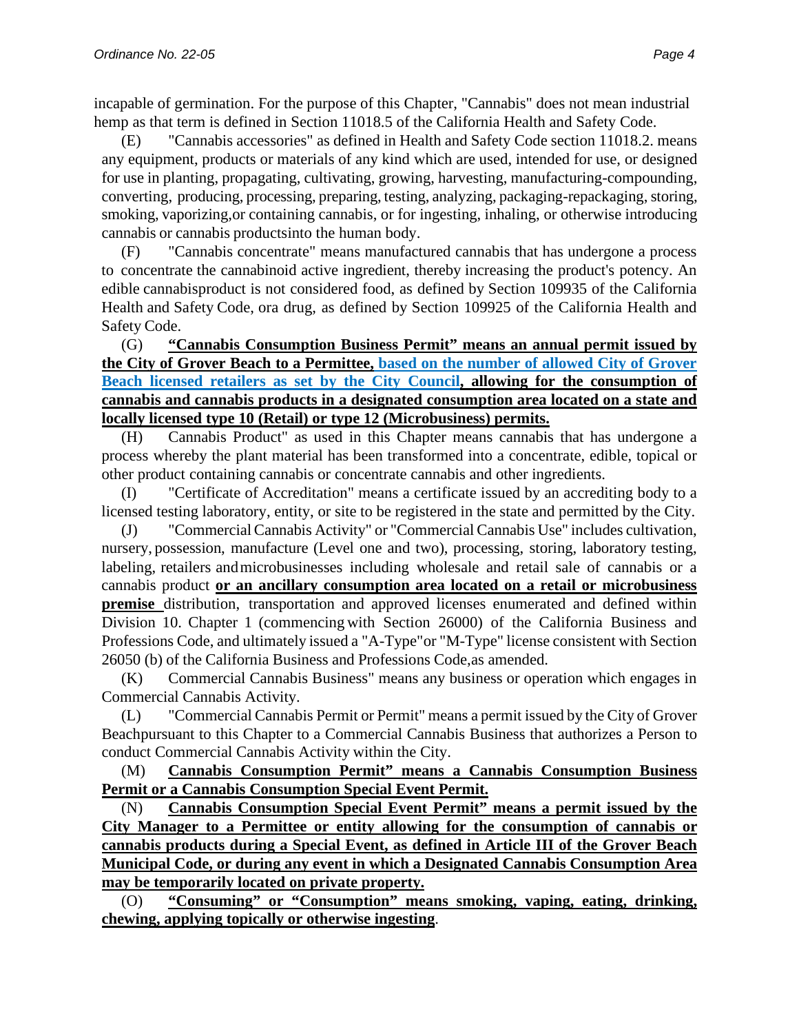incapable of germination. For the purpose of this Chapter, "Cannabis" does not mean industrial hemp as that term is defined in Section 11018.5 of the California Health and Safety Code.

(E) "Cannabis accessories" as defined in Health and Safety Code section 11018.2. means any equipment, products or materials of any kind which are used, intended for use, or designed for use in planting, propagating, cultivating, growing, harvesting, manufacturing-compounding, converting, producing, processing, preparing, testing, analyzing, packaging-repackaging, storing, smoking, vaporizing,or containing cannabis, or for ingesting, inhaling, or otherwise introducing cannabis or cannabis productsinto the human body.

(F) "Cannabis concentrate" means manufactured cannabis that has undergone a process to concentrate the cannabinoid active ingredient, thereby increasing the product's potency. An edible cannabisproduct is not considered food, as defined by Section 109935 of the California Health and Safety Code, ora drug, as defined by Section 109925 of the California Health and Safety Code.

(G) **"Cannabis Consumption Business Permit" means an annual permit issued by the City of Grover Beach to a Permittee, based on the number of allowed City of Grover Beach licensed retailers as set by the City Council, allowing for the consumption of cannabis and cannabis products in a designated consumption area located on a state and locally licensed type 10 (Retail) or type 12 (Microbusiness) permits.**

(H) Cannabis Product" as used in this Chapter means cannabis that has undergone a process whereby the plant material has been transformed into a concentrate, edible, topical or other product containing cannabis or concentrate cannabis and other ingredients.

(I) "Certificate of Accreditation" means a certificate issued by an accrediting body to a licensed testing laboratory, entity, or site to be registered in the state and permitted by the City.

(J) "Commercial Cannabis Activity" or "Commercial Cannabis Use" includes cultivation, nursery, possession, manufacture (Level one and two), processing, storing, laboratory testing, labeling, retailers andmicrobusinesses including wholesale and retail sale of cannabis or a cannabis product **or an ancillary consumption area located on a retail or microbusiness premise** distribution, transportation and approved licenses enumerated and defined within Division 10. Chapter 1 (commencing with Section 26000) of the California Business and Professions Code, and ultimately issued a "A-Type"or "M-Type" license consistent with Section 26050 (b) of the California Business and Professions Code,as amended.

(K) Commercial Cannabis Business" means any business or operation which engages in Commercial Cannabis Activity.

(L) "Commercial Cannabis Permit or Permit" means a permit issued by the City of Grover Beachpursuant to this Chapter to a Commercial Cannabis Business that authorizes a Person to conduct Commercial Cannabis Activity within the City.

(M) **Cannabis Consumption Permit" means a Cannabis Consumption Business Permit or a Cannabis Consumption Special Event Permit.**

(N) **Cannabis Consumption Special Event Permit" means a permit issued by the City Manager to a Permittee or entity allowing for the consumption of cannabis or cannabis products during a Special Event, as defined in Article III of the Grover Beach Municipal Code, or during any event in which a Designated Cannabis Consumption Area may be temporarily located on private property.**

(O) **"Consuming" or "Consumption" means smoking, vaping, eating, drinking, chewing, applying topically or otherwise ingesting**.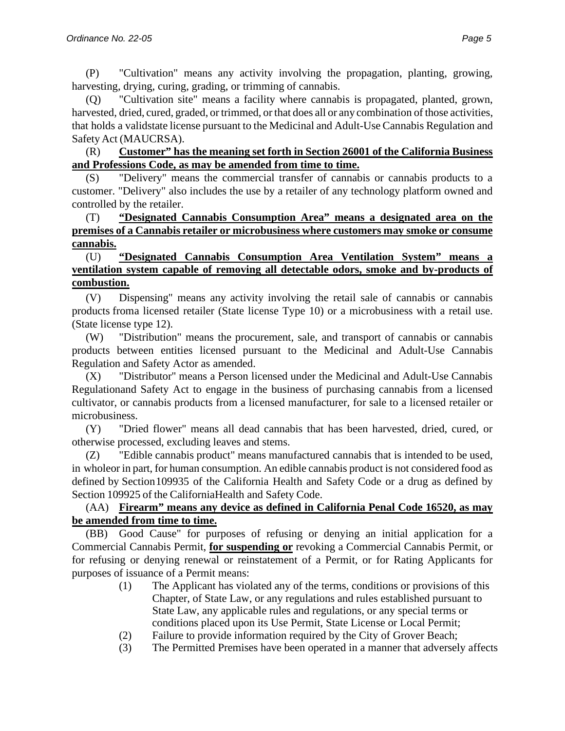(P) "Cultivation" means any activity involving the propagation, planting, growing, harvesting, drying, curing, grading, or trimming of cannabis.

(Q) "Cultivation site" means a facility where cannabis is propagated, planted, grown, harvested, dried, cured, graded, or trimmed, or that does all or any combination of those activities, that holds a validstate license pursuant to the Medicinal and Adult-Use Cannabis Regulation and Safety Act (MAUCRSA).

(R) **Customer" has the meaning set forth in Section 26001 of the California Business and Professions Code, as may be amended from time to time.**

(S) "Delivery" means the commercial transfer of cannabis or cannabis products to a customer. "Delivery" also includes the use by a retailer of any technology platform owned and controlled by the retailer.

(T) **"Designated Cannabis Consumption Area" means a designated area on the premises of a Cannabis retailer or microbusiness where customers may smoke or consume cannabis.**

(U) **"Designated Cannabis Consumption Area Ventilation System" means a ventilation system capable of removing all detectable odors, smoke and by-products of combustion.**

(V) Dispensing" means any activity involving the retail sale of cannabis or cannabis products froma licensed retailer (State license Type 10) or a microbusiness with a retail use. (State license type 12).

(W) "Distribution" means the procurement, sale, and transport of cannabis or cannabis products between entities licensed pursuant to the Medicinal and Adult-Use Cannabis Regulation and Safety Actor as amended.

(X) "Distributor" means a Person licensed under the Medicinal and Adult-Use Cannabis Regulationand Safety Act to engage in the business of purchasing cannabis from a licensed cultivator, or cannabis products from a licensed manufacturer, for sale to a licensed retailer or microbusiness.

(Y) "Dried flower" means all dead cannabis that has been harvested, dried, cured, or otherwise processed, excluding leaves and stems.

(Z) "Edible cannabis product" means manufactured cannabis that is intended to be used, in wholeor in part, for human consumption. An edible cannabis product is not considered food as defined by Section109935 of the California Health and Safety Code or a drug as defined by Section 109925 of the CaliforniaHealth and Safety Code.

(AA) **Firearm" means any device as defined in California Penal Code 16520, as may be amended from time to time.**

(BB) Good Cause" for purposes of refusing or denying an initial application for a Commercial Cannabis Permit, **for suspending or** revoking a Commercial Cannabis Permit, or for refusing or denying renewal or reinstatement of a Permit, or for Rating Applicants for purposes of issuance of a Permit means:

(1) The Applicant has violated any of the terms, conditions or provisions of this Chapter, of State Law, or any regulations and rules established pursuant to State Law, any applicable rules and regulations, or any special terms or conditions placed upon its Use Permit, State License or Local Permit;

(2) Failure to provide information required by the City of Grover Beach;

(3) The Permitted Premises have been operated in a manner that adversely affects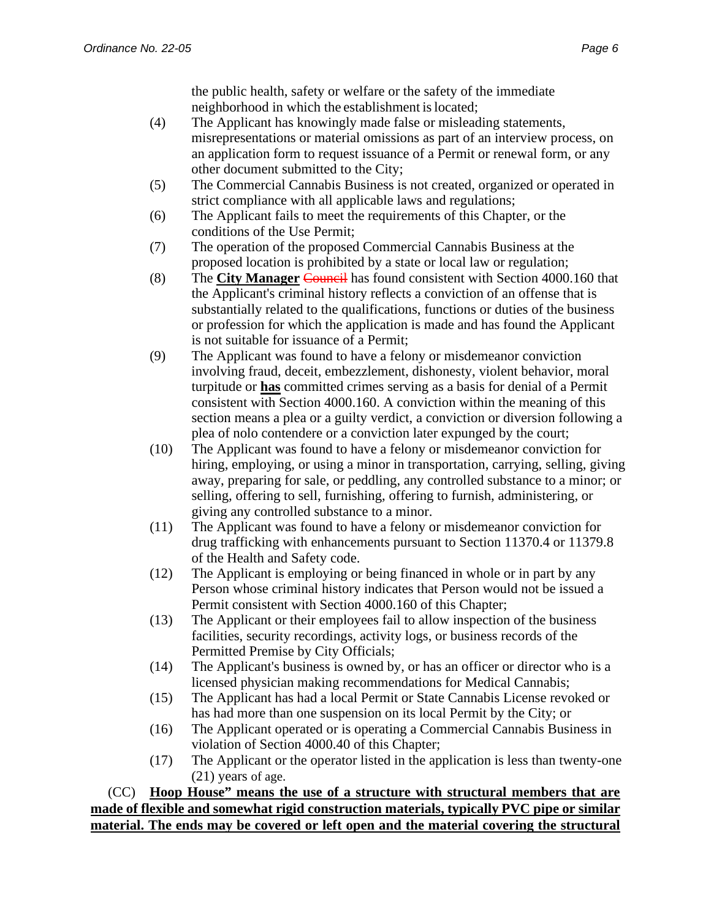the public health, safety or welfare or the safety of the immediate neighborhood in which the establishment is located;

(4) The Applicant has knowingly made false or misleading statements, misrepresentations or material omissions as part of an interview process, on an application form to request issuance of a Permit or renewal form, or any other document submitted to the City;

(5) The Commercial Cannabis Business is not created, organized or operated in strict compliance with all applicable laws and regulations;

(6) The Applicant fails to meet the requirements of this Chapter, or the conditions of the Use Permit;

(7) The operation of the proposed Commercial Cannabis Business at the proposed location is prohibited by a state or local law or regulation;

(8) The **City Manager** ~~Council~~ has found consistent with Section 4000.160 that the Applicant's criminal history reflects a conviction of an offense that is substantially related to the qualifications, functions or duties of the business or profession for which the application is made and has found the Applicant is not suitable for issuance of a Permit;

(9) The Applicant was found to have a felony or misdemeanor conviction involving fraud, deceit, embezzlement, dishonesty, violent behavior, moral turpitude or **has** committed crimes serving as a basis for denial of a Permit consistent with Section 4000.160. A conviction within the meaning of this section means a plea or a guilty verdict, a conviction or diversion following a plea of nolo contendere or a conviction later expunged by the court;

(10) The Applicant was found to have a felony or misdemeanor conviction for hiring, employing, or using a minor in transportation, carrying, selling, giving away, preparing for sale, or peddling, any controlled substance to a minor; or selling, offering to sell, furnishing, offering to furnish, administering, or giving any controlled substance to a minor.

(11) The Applicant was found to have a felony or misdemeanor conviction for drug trafficking with enhancements pursuant to Section 11370.4 or 11379.8 of the Health and Safety code.

(12) The Applicant is employing or being financed in whole or in part by any Person whose criminal history indicates that Person would not be issued a Permit consistent with Section 4000.160 of this Chapter;

(13) The Applicant or their employees fail to allow inspection of the business facilities, security recordings, activity logs, or business records of the Permitted Premise by City Officials;

(14) The Applicant's business is owned by, or has an officer or director who is a licensed physician making recommendations for Medical Cannabis;

(15) The Applicant has had a local Permit or State Cannabis License revoked or has had more than one suspension on its local Permit by the City; or

(16) The Applicant operated or is operating a Commercial Cannabis Business in violation of Section 4000.40 of this Chapter;

(17) The Applicant or the operator listed in the application is less than twenty-one (21) years of age.

(CC) **Hoop House" means the use of a structure with structural members that are made of flexible and somewhat rigid construction materials, typically PVC pipe or similar material. The ends may be covered or left open and the material covering the structural**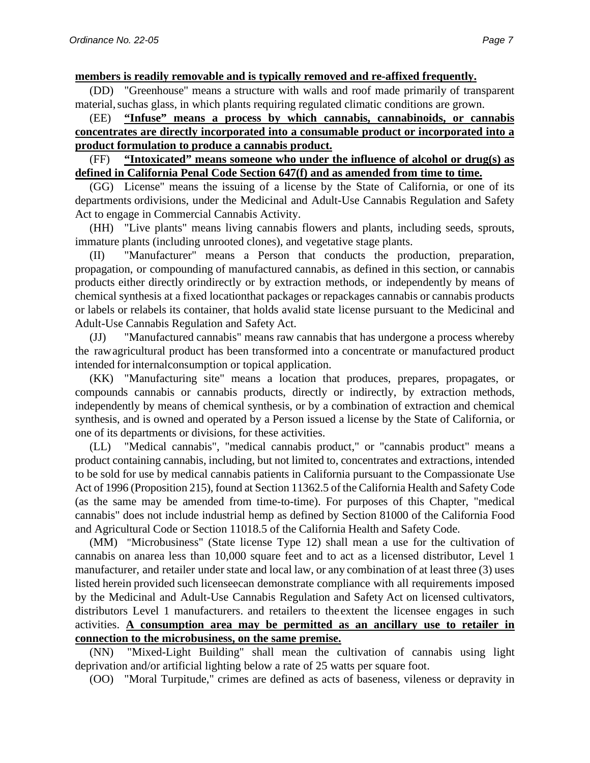**members is readily removable and is typically removed and re-affixed frequently.**

(DD) "Greenhouse" means a structure with walls and roof made primarily of transparent material, suchas glass, in which plants requiring regulated climatic conditions are grown.

(EE) **"Infuse" means a process by which cannabis, cannabinoids, or cannabis concentrates are directly incorporated into a consumable product or incorporated into a product formulation to produce a cannabis product.**

(FF) **"Intoxicated" means someone who under the influence of alcohol or drug(s) as defined in California Penal Code Section 647(f) and as amended from time to time.**

(GG) License" means the issuing of a license by the State of California, or one of its departments ordivisions, under the Medicinal and Adult-Use Cannabis Regulation and Safety Act to engage in Commercial Cannabis Activity.

(HH) "Live plants" means living cannabis flowers and plants, including seeds, sprouts, immature plants (including unrooted clones), and vegetative stage plants.

(II) "Manufacturer" means a Person that conducts the production, preparation, propagation, or compounding of manufactured cannabis, as defined in this section, or cannabis products either directly orindirectly or by extraction methods, or independently by means of chemical synthesis at a fixed locationthat packages or repackages cannabis or cannabis products or labels or relabels its container, that holds avalid state license pursuant to the Medicinal and Adult-Use Cannabis Regulation and Safety Act.

(JJ) "Manufactured cannabis" means raw cannabis that has undergone a process whereby the rawagricultural product has been transformed into a concentrate or manufactured product intended forinternalconsumption or topical application.

(KK) "Manufacturing site" means a location that produces, prepares, propagates, or compounds cannabis or cannabis products, directly or indirectly, by extraction methods, independently by means of chemical synthesis, or by a combination of extraction and chemical synthesis, and is owned and operated by a Person issued a license by the State of California, or one of its departments or divisions, for these activities.

(LL) "Medical cannabis", "medical cannabis product," or "cannabis product" means a product containing cannabis, including, but not limited to, concentrates and extractions, intended to be sold for use by medical cannabis patients in California pursuant to the Compassionate Use Act of 1996 (Proposition 215), found at Section 11362.5 of the California Health and Safety Code (as the same may be amended from time-to-time). For purposes of this Chapter, "medical cannabis" does not include industrial hemp as defined by Section 81000 of the California Food and Agricultural Code or Section 11018.5 of the California Health and Safety Code.

(MM) "Microbusiness" (State license Type 12) shall mean a use for the cultivation of cannabis on anarea less than 10,000 square feet and to act as a licensed distributor, Level 1 manufacturer, and retailer under state and local law, or any combination of at least three (3) uses listed herein provided such licenseecan demonstrate compliance with all requirements imposed by the Medicinal and Adult-Use Cannabis Regulation and Safety Act on licensed cultivators, distributors Level 1 manufacturers. and retailers to theextent the licensee engages in such activities. **A consumption area may be permitted as an ancillary use to retailer in connection to the microbusiness, on the same premise.**

(NN) "Mixed-Light Building" shall mean the cultivation of cannabis using light deprivation and/or artificial lighting below a rate of 25 watts per square foot.

(OO) "Moral Turpitude," crimes are defined as acts of baseness, vileness or depravity in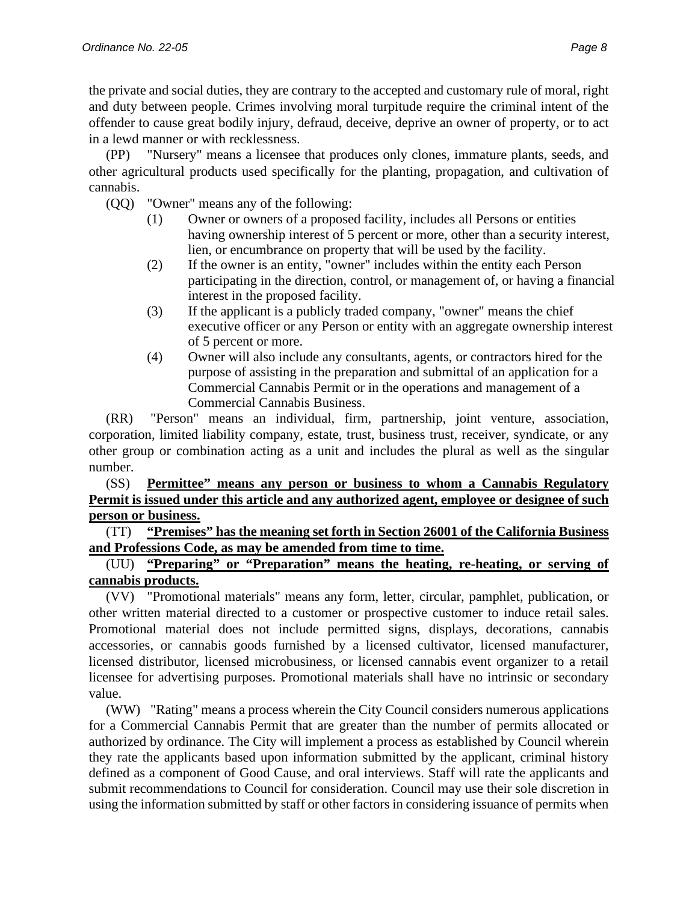the private and social duties, they are contrary to the accepted and customary rule of moral, right and duty between people. Crimes involving moral turpitude require the criminal intent of the offender to cause great bodily injury, defraud, deceive, deprive an owner of property, or to act in a lewd manner or with recklessness.

(PP) "Nursery" means a licensee that produces only clones, immature plants, seeds, and other agricultural products used specifically for the planting, propagation, and cultivation of cannabis.

(QQ) "Owner" means any of the following:

(1) Owner or owners of a proposed facility, includes all Persons or entities having ownership interest of 5 percent or more, other than a security interest, lien, or encumbrance on property that will be used by the facility.

(2) If the owner is an entity, "owner" includes within the entity each Person participating in the direction, control, or management of, or having a financial interest in the proposed facility.

(3) If the applicant is a publicly traded company, "owner" means the chief executive officer or any Person or entity with an aggregate ownership interest of 5 percent or more.

(4) Owner will also include any consultants, agents, or contractors hired for the purpose of assisting in the preparation and submittal of an application for a Commercial Cannabis Permit or in the operations and management of a Commercial Cannabis Business.

(RR) "Person" means an individual, firm, partnership, joint venture, association, corporation, limited liability company, estate, trust, business trust, receiver, syndicate, or any other group or combination acting as a unit and includes the plural as well as the singular number.

(SS) **Permittee" means any person or business to whom a Cannabis Regulatory Permit is issued under this article and any authorized agent, employee or designee of such person or business.**

(TT) **"Premises" has the meaning set forth in Section 26001 of the California Business and Professions Code, as may be amended from time to time.**

(UU) **"Preparing" or "Preparation" means the heating, re-heating, or serving of cannabis products.**

(VV) "Promotional materials" means any form, letter, circular, pamphlet, publication, or other written material directed to a customer or prospective customer to induce retail sales. Promotional material does not include permitted signs, displays, decorations, cannabis accessories, or cannabis goods furnished by a licensed cultivator, licensed manufacturer, licensed distributor, licensed microbusiness, or licensed cannabis event organizer to a retail licensee for advertising purposes. Promotional materials shall have no intrinsic or secondary value.

(WW) "Rating" means a process wherein the City Council considers numerous applications for a Commercial Cannabis Permit that are greater than the number of permits allocated or authorized by ordinance. The City will implement a process as established by Council wherein they rate the applicants based upon information submitted by the applicant, criminal history defined as a component of Good Cause, and oral interviews. Staff will rate the applicants and submit recommendations to Council for consideration. Council may use their sole discretion in using the information submitted by staff or other factors in considering issuance of permits when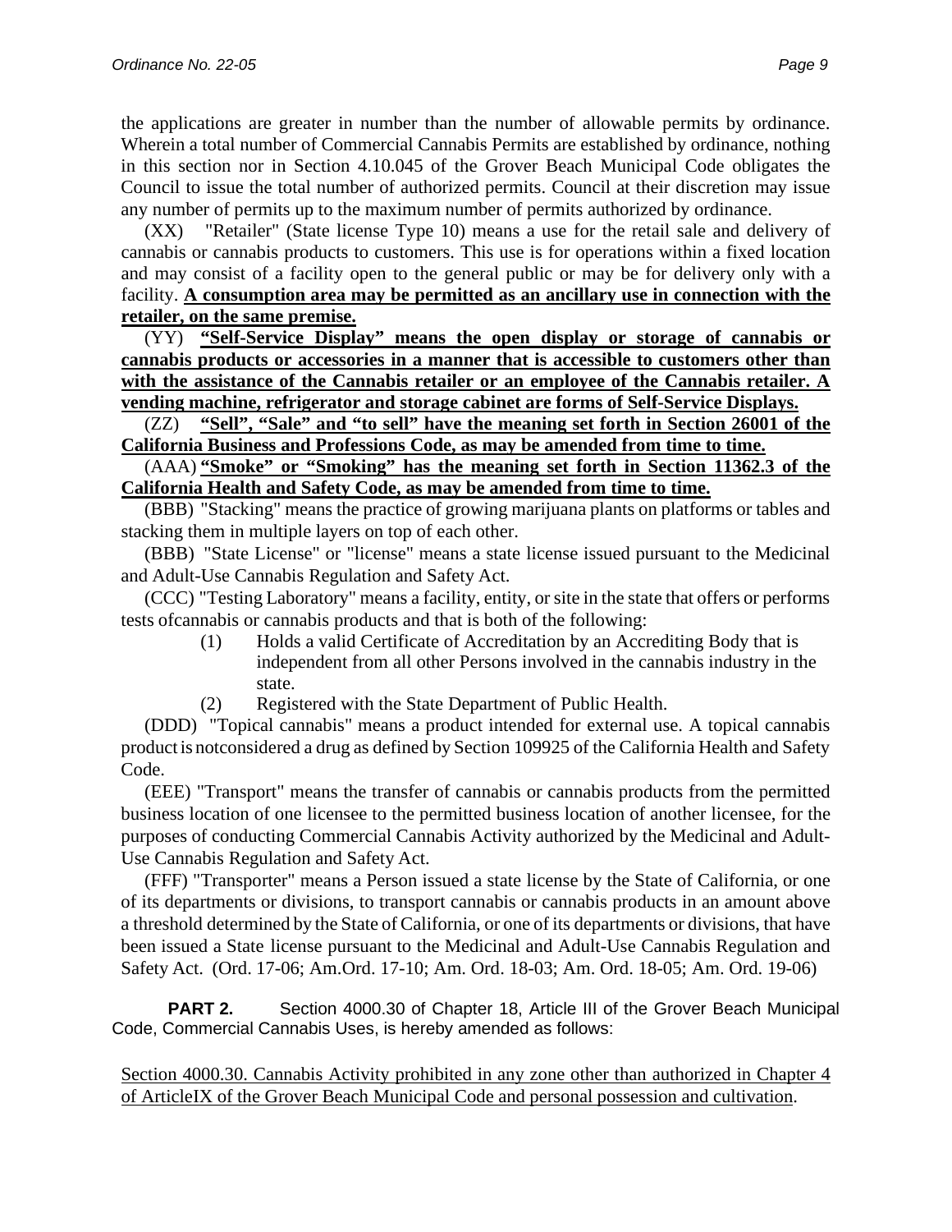the applications are greater in number than the number of allowable permits by ordinance. Wherein a total number of Commercial Cannabis Permits are established by ordinance, nothing in this section nor in Section 4.10.045 of the Grover Beach Municipal Code obligates the Council to issue the total number of authorized permits. Council at their discretion may issue any number of permits up to the maximum number of permits authorized by ordinance.

(XX) "Retailer" (State license Type 10) means a use for the retail sale and delivery of cannabis or cannabis products to customers. This use is for operations within a fixed location and may consist of a facility open to the general public or may be for delivery only with a facility. **<u>A consumption area may be permitted as an ancillary use in connection with the retailer, on the same premise.</u>**

(YY) **<u>"Self-Service Display" means the open display or storage of cannabis or cannabis products or accessories in a manner that is accessible to customers other than with the assistance of the Cannabis retailer or an employee of the Cannabis retailer. A vending machine, refrigerator and storage cabinet are forms of Self-Service Displays.</u>**

(ZZ) **<u>"Sell", "Sale" and "to sell" have the meaning set forth in Section 26001 of the California Business and Professions Code, as may be amended from time to time.</u>**

(AAA) **<u>"Smoke" or "Smoking" has the meaning set forth in Section 11362.3 of the California Health and Safety Code, as may be amended from time to time.</u>**

(BBB) "Stacking" means the practice of growing marijuana plants on platforms or tables and stacking them in multiple layers on top of each other.

(BBB) "State License" or "license" means a state license issued pursuant to the Medicinal and Adult-Use Cannabis Regulation and Safety Act.

(CCC) "Testing Laboratory" means a facility, entity, or site in the state that offers or performs tests ofcannabis or cannabis products and that is both of the following:

(1) Holds a valid Certificate of Accreditation by an Accrediting Body that is independent from all other Persons involved in the cannabis industry in the state.

(2) Registered with the State Department of Public Health.

(DDD) "Topical cannabis" means a product intended for external use. A topical cannabis product is notconsidered a drug as defined by Section 109925 of the California Health and Safety Code.

(EEE) "Transport" means the transfer of cannabis or cannabis products from the permitted business location of one licensee to the permitted business location of another licensee, for the purposes of conducting Commercial Cannabis Activity authorized by the Medicinal and Adult-Use Cannabis Regulation and Safety Act.

(FFF) "Transporter" means a Person issued a state license by the State of California, or one of its departments or divisions, to transport cannabis or cannabis products in an amount above a threshold determined by the State of California, or one of its departments or divisions, that have been issued a State license pursuant to the Medicinal and Adult-Use Cannabis Regulation and Safety Act. (Ord. 17-06; Am.Ord. 17-10; Am. Ord. 18-03; Am. Ord. 18-05; Am. Ord. 19-06)

**PART 2.** Section 4000.30 of Chapter 18, Article III of the Grover Beach Municipal Code, Commercial Cannabis Uses, is hereby amended as follows:

<u>Section 4000.30. Cannabis Activity prohibited in any zone other than authorized in Chapter 4 of ArticleIX of the Grover Beach Municipal Code and personal possession and cultivation</u>.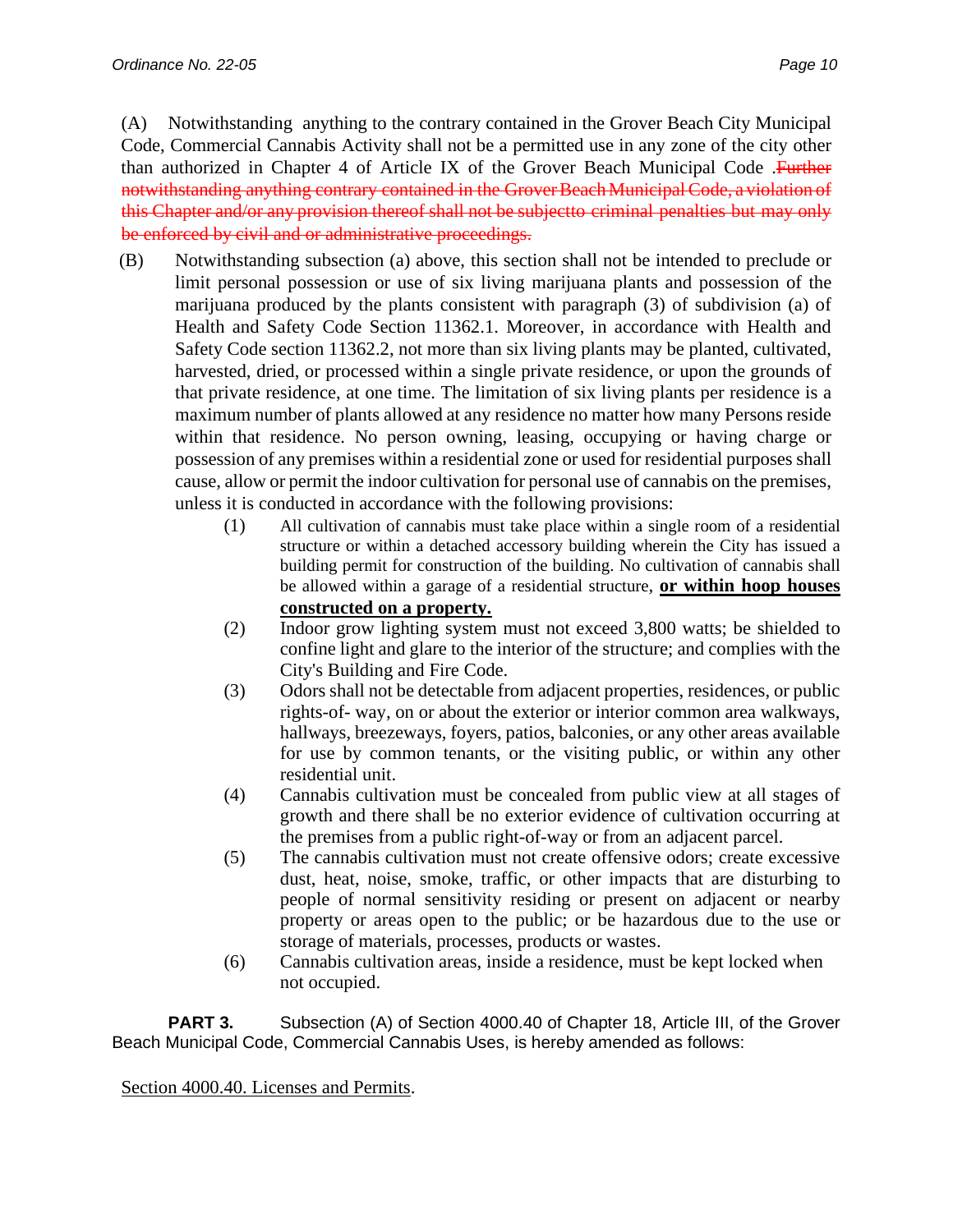(A) Notwithstanding anything to the contrary contained in the Grover Beach City Municipal Code, Commercial Cannabis Activity shall not be a permitted use in any zone of the city other than authorized in Chapter 4 of Article IX of the Grover Beach Municipal Code .~~Further notwithstanding anything contrary contained in the Grover Beach Municipal Code, a violation of this Chapter and/or any provision thereof shall not be subjectto criminal penalties but may only be enforced by civil and or administrative proceedings.~~

(B) Notwithstanding subsection (a) above, this section shall not be intended to preclude or limit personal possession or use of six living marijuana plants and possession of the marijuana produced by the plants consistent with paragraph (3) of subdivision (a) of Health and Safety Code Section 11362.1. Moreover, in accordance with Health and Safety Code section 11362.2, not more than six living plants may be planted, cultivated, harvested, dried, or processed within a single private residence, or upon the grounds of that private residence, at one time. The limitation of six living plants per residence is a maximum number of plants allowed at any residence no matter how many Persons reside within that residence. No person owning, leasing, occupying or having charge or possession of any premises within a residential zone or used for residential purposes shall cause, allow or permit the indoor cultivation for personal use of cannabis on the premises, unless it is conducted in accordance with the following provisions:

(1) All cultivation of cannabis must take place within a single room of a residential structure or within a detached accessory building wherein the City has issued a building permit for construction of the building. No cultivation of cannabis shall be allowed within a garage of a residential structure, **or within hoop houses constructed on a property.**

(2) Indoor grow lighting system must not exceed 3,800 watts; be shielded to confine light and glare to the interior of the structure; and complies with the City's Building and Fire Code.

(3) Odors shall not be detectable from adjacent properties, residences, or public rights-of- way, on or about the exterior or interior common area walkways, hallways, breezeways, foyers, patios, balconies, or any other areas available for use by common tenants, or the visiting public, or within any other residential unit.

(4) Cannabis cultivation must be concealed from public view at all stages of growth and there shall be no exterior evidence of cultivation occurring at the premises from a public right-of-way or from an adjacent parcel.

(5) The cannabis cultivation must not create offensive odors; create excessive dust, heat, noise, smoke, traffic, or other impacts that are disturbing to people of normal sensitivity residing or present on adjacent or nearby property or areas open to the public; or be hazardous due to the use or storage of materials, processes, products or wastes.

(6) Cannabis cultivation areas, inside a residence, must be kept locked when not occupied.

**PART 3.** Subsection (A) of Section 4000.40 of Chapter 18, Article III, of the Grover Beach Municipal Code, Commercial Cannabis Uses, is hereby amended as follows:

Section 4000.40. Licenses and Permits.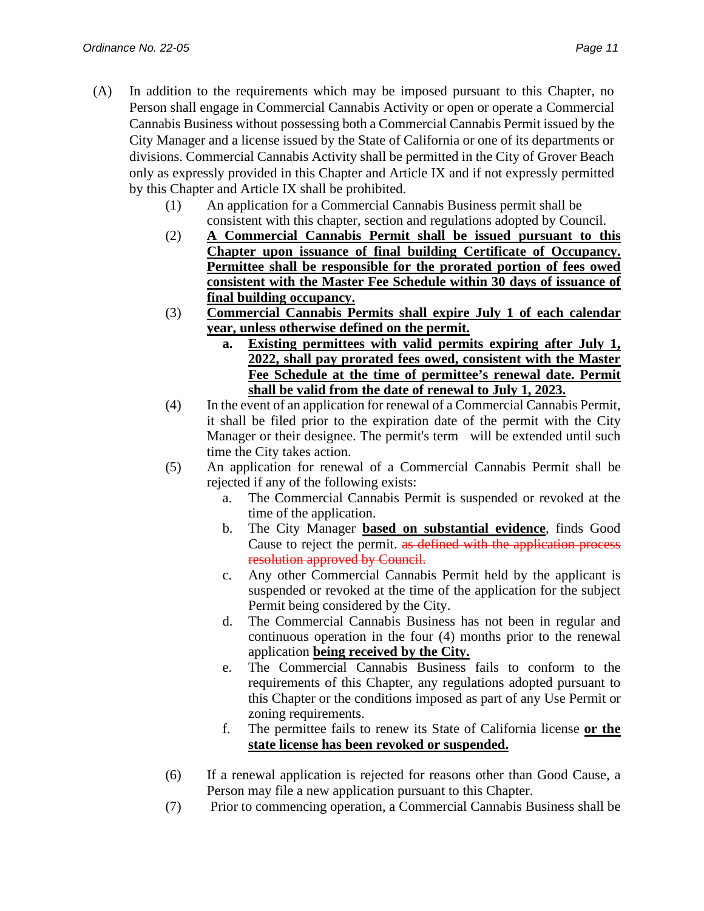(A) In addition to the requirements which may be imposed pursuant to this Chapter, no Person shall engage in Commercial Cannabis Activity or open or operate a Commercial Cannabis Business without possessing both a Commercial Cannabis Permit issued by the City Manager and a license issued by the State of California or one of its departments or divisions. Commercial Cannabis Activity shall be permitted in the City of Grover Beach only as expressly provided in this Chapter and Article IX and if not expressly permitted by this Chapter and Article IX shall be prohibited.

(1) An application for a Commercial Cannabis Business permit shall be consistent with this chapter, section and regulations adopted by Council.

(2) **A Commercial Cannabis Permit shall be issued pursuant to this Chapter upon issuance of final building Certificate of Occupancy. Permittee shall be responsible for the prorated portion of fees owed consistent with the Master Fee Schedule within 30 days of issuance of final building occupancy.**

(3) **Commercial Cannabis Permits shall expire July 1 of each calendar year, unless otherwise defined on the permit.**

   **a. Existing permittees with valid permits expiring after July 1, 2022, shall pay prorated fees owed, consistent with the Master Fee Schedule at the time of permittee's renewal date. Permit shall be valid from the date of renewal to July 1, 2023.**

(4) In the event of an application for renewal of a Commercial Cannabis Permit, it shall be filed prior to the expiration date of the permit with the City Manager or their designee. The permit's term will be extended until such time the City takes action.

(5) An application for renewal of a Commercial Cannabis Permit shall be rejected if any of the following exists:

   a. The Commercial Cannabis Permit is suspended or revoked at the time of the application.

   b. The City Manager **based on substantial evidence**, finds Good Cause to reject the permit. ~~as defined with the application process resolution approved by Council.~~

   c. Any other Commercial Cannabis Permit held by the applicant is suspended or revoked at the time of the application for the subject Permit being considered by the City.

   d. The Commercial Cannabis Business has not been in regular and continuous operation in the four (4) months prior to the renewal application **being received by the City.**

   e. The Commercial Cannabis Business fails to conform to the requirements of this Chapter, any regulations adopted pursuant to this Chapter or the conditions imposed as part of any Use Permit or zoning requirements.

   f. The permittee fails to renew its State of California license **or the state license has been revoked or suspended.**

(6) If a renewal application is rejected for reasons other than Good Cause, a Person may file a new application pursuant to this Chapter.

(7) Prior to commencing operation, a Commercial Cannabis Business shall be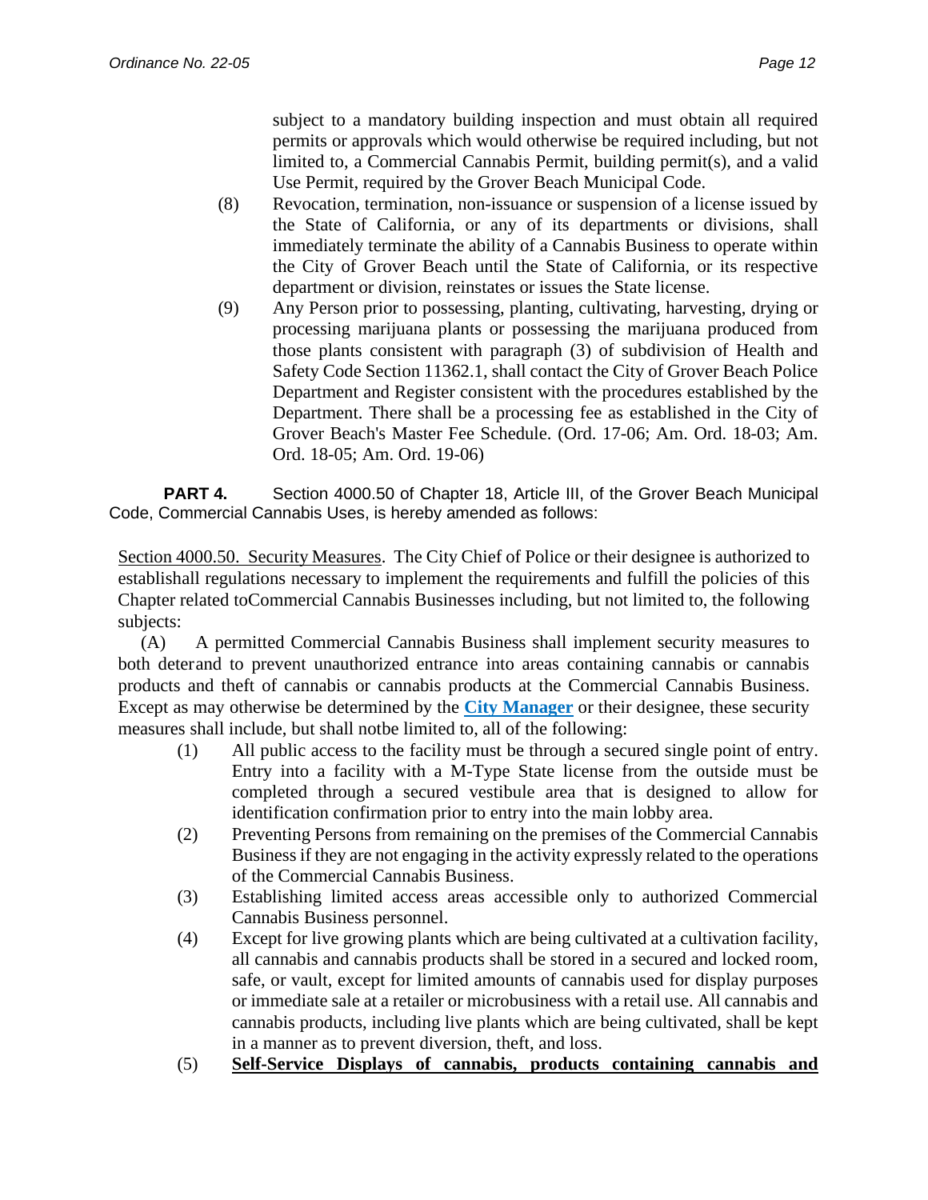subject to a mandatory building inspection and must obtain all required permits or approvals which would otherwise be required including, but not limited to, a Commercial Cannabis Permit, building permit(s), and a valid Use Permit, required by the Grover Beach Municipal Code.

(8) Revocation, termination, non-issuance or suspension of a license issued by the State of California, or any of its departments or divisions, shall immediately terminate the ability of a Cannabis Business to operate within the City of Grover Beach until the State of California, or its respective department or division, reinstates or issues the State license.

(9) Any Person prior to possessing, planting, cultivating, harvesting, drying or processing marijuana plants or possessing the marijuana produced from those plants consistent with paragraph (3) of subdivision of Health and Safety Code Section 11362.1, shall contact the City of Grover Beach Police Department and Register consistent with the procedures established by the Department. There shall be a processing fee as established in the City of Grover Beach's Master Fee Schedule. (Ord. 17-06; Am. Ord. 18-03; Am. Ord. 18-05; Am. Ord. 19-06)

**PART 4.** Section 4000.50 of Chapter 18, Article III, of the Grover Beach Municipal Code, Commercial Cannabis Uses, is hereby amended as follows:

Section 4000.50. Security Measures. The City Chief of Police or their designee is authorized to establishall regulations necessary to implement the requirements and fulfill the policies of this Chapter related toCommercial Cannabis Businesses including, but not limited to, the following subjects:

(A) A permitted Commercial Cannabis Business shall implement security measures to both deterand to prevent unauthorized entrance into areas containing cannabis or cannabis products and theft of cannabis or cannabis products at the Commercial Cannabis Business. Except as may otherwise be determined by the **City Manager** or their designee, these security measures shall include, but shall notbe limited to, all of the following:

(1) All public access to the facility must be through a secured single point of entry. Entry into a facility with a M-Type State license from the outside must be completed through a secured vestibule area that is designed to allow for identification confirmation prior to entry into the main lobby area.

(2) Preventing Persons from remaining on the premises of the Commercial Cannabis Business if they are not engaging in the activity expressly related to the operations of the Commercial Cannabis Business.

(3) Establishing limited access areas accessible only to authorized Commercial Cannabis Business personnel.

(4) Except for live growing plants which are being cultivated at a cultivation facility, all cannabis and cannabis products shall be stored in a secured and locked room, safe, or vault, except for limited amounts of cannabis used for display purposes or immediate sale at a retailer or microbusiness with a retail use. All cannabis and cannabis products, including live plants which are being cultivated, shall be kept in a manner as to prevent diversion, theft, and loss.

(5) **Self-Service Displays of cannabis, products containing cannabis and**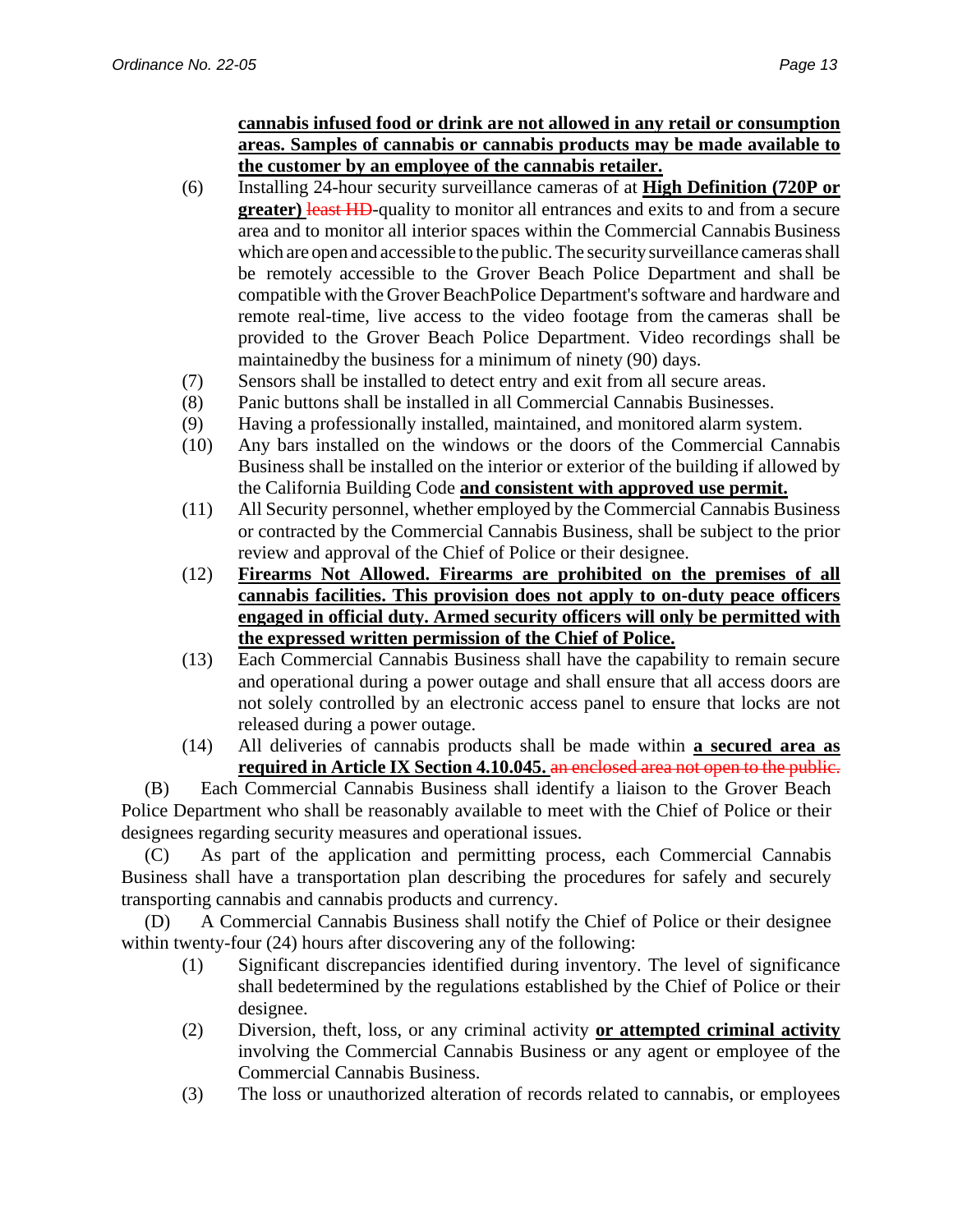**cannabis infused food or drink are not allowed in any retail or consumption areas. Samples of cannabis or cannabis products may be made available to the customer by an employee of the cannabis retailer.**

(6) Installing 24-hour security surveillance cameras of at **High Definition (720P or greater)** ~~least HD~~-quality to monitor all entrances and exits to and from a secure area and to monitor all interior spaces within the Commercial Cannabis Business which are open and accessible to the public. The security surveillance cameras shall be remotely accessible to the Grover Beach Police Department and shall be compatible with the Grover BeachPolice Department's software and hardware and remote real-time, live access to the video footage from the cameras shall be provided to the Grover Beach Police Department. Video recordings shall be maintainedby the business for a minimum of ninety (90) days.

(7) Sensors shall be installed to detect entry and exit from all secure areas.

(8) Panic buttons shall be installed in all Commercial Cannabis Businesses.

(9) Having a professionally installed, maintained, and monitored alarm system.

(10) Any bars installed on the windows or the doors of the Commercial Cannabis Business shall be installed on the interior or exterior of the building if allowed by the California Building Code **and consistent with approved use permit.**

(11) All Security personnel, whether employed by the Commercial Cannabis Business or contracted by the Commercial Cannabis Business, shall be subject to the prior review and approval of the Chief of Police or their designee.

(12) **Firearms Not Allowed. Firearms are prohibited on the premises of all cannabis facilities. This provision does not apply to on-duty peace officers engaged in official duty. Armed security officers will only be permitted with the expressed written permission of the Chief of Police.**

(13) Each Commercial Cannabis Business shall have the capability to remain secure and operational during a power outage and shall ensure that all access doors are not solely controlled by an electronic access panel to ensure that locks are not released during a power outage.

(14) All deliveries of cannabis products shall be made within **a secured area as required in Article IX Section 4.10.045.** ~~an enclosed area not open to the public.~~

(B) Each Commercial Cannabis Business shall identify a liaison to the Grover Beach Police Department who shall be reasonably available to meet with the Chief of Police or their designees regarding security measures and operational issues.

(C) As part of the application and permitting process, each Commercial Cannabis Business shall have a transportation plan describing the procedures for safely and securely transporting cannabis and cannabis products and currency.

(D) A Commercial Cannabis Business shall notify the Chief of Police or their designee within twenty-four (24) hours after discovering any of the following:

(1) Significant discrepancies identified during inventory. The level of significance shall bedetermined by the regulations established by the Chief of Police or their designee.

(2) Diversion, theft, loss, or any criminal activity **or attempted criminal activity** involving the Commercial Cannabis Business or any agent or employee of the Commercial Cannabis Business.

(3) The loss or unauthorized alteration of records related to cannabis, or employees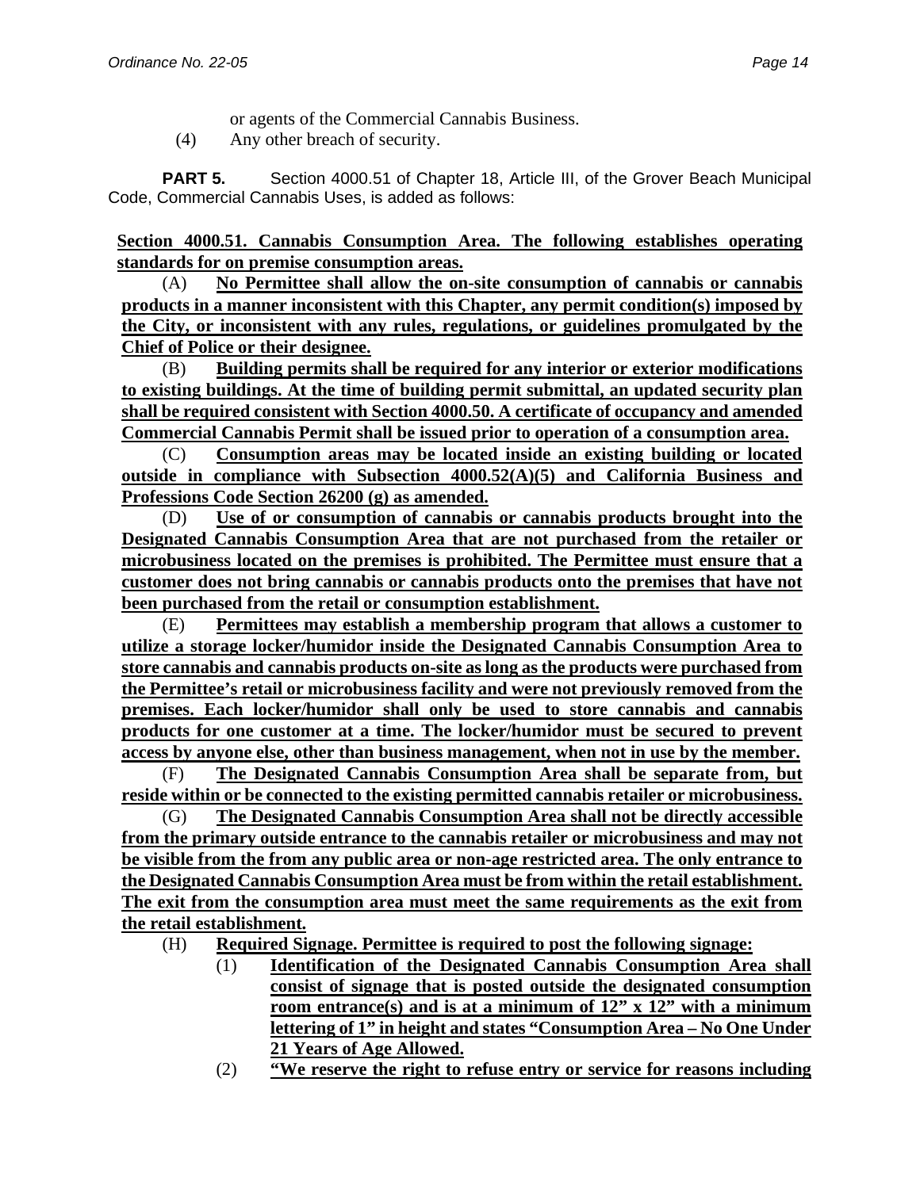or agents of the Commercial Cannabis Business.

(4) Any other breach of security.

**PART 5.** Section 4000.51 of Chapter 18, Article III, of the Grover Beach Municipal Code, Commercial Cannabis Uses, is added as follows:

**Section 4000.51. Cannabis Consumption Area. The following establishes operating standards for on premise consumption areas.**

(A) **No Permittee shall allow the on-site consumption of cannabis or cannabis products in a manner inconsistent with this Chapter, any permit condition(s) imposed by the City, or inconsistent with any rules, regulations, or guidelines promulgated by the Chief of Police or their designee.**

(B) **Building permits shall be required for any interior or exterior modifications to existing buildings. At the time of building permit submittal, an updated security plan shall be required consistent with Section 4000.50. A certificate of occupancy and amended Commercial Cannabis Permit shall be issued prior to operation of a consumption area.**

(C) **Consumption areas may be located inside an existing building or located outside in compliance with Subsection 4000.52(A)(5) and California Business and Professions Code Section 26200 (g) as amended.**

(D) **Use of or consumption of cannabis or cannabis products brought into the Designated Cannabis Consumption Area that are not purchased from the retailer or microbusiness located on the premises is prohibited. The Permittee must ensure that a customer does not bring cannabis or cannabis products onto the premises that have not been purchased from the retail or consumption establishment.**

(E) **Permittees may establish a membership program that allows a customer to utilize a storage locker/humidor inside the Designated Cannabis Consumption Area to store cannabis and cannabis products on-site as long as the products were purchased from the Permittee's retail or microbusiness facility and were not previously removed from the premises. Each locker/humidor shall only be used to store cannabis and cannabis products for one customer at a time. The locker/humidor must be secured to prevent access by anyone else, other than business management, when not in use by the member.**

(F) **The Designated Cannabis Consumption Area shall be separate from, but reside within or be connected to the existing permitted cannabis retailer or microbusiness.**

(G) **The Designated Cannabis Consumption Area shall not be directly accessible from the primary outside entrance to the cannabis retailer or microbusiness and may not be visible from the from any public area or non-age restricted area. The only entrance to the Designated Cannabis Consumption Area must be from within the retail establishment. The exit from the consumption area must meet the same requirements as the exit from the retail establishment.**

(H) **Required Signage. Permittee is required to post the following signage:**

(1) **Identification of the Designated Cannabis Consumption Area shall consist of signage that is posted outside the designated consumption room entrance(s) and is at a minimum of 12" x 12" with a minimum lettering of 1" in height and states "Consumption Area – No One Under 21 Years of Age Allowed.**

(2) **"We reserve the right to refuse entry or service for reasons including**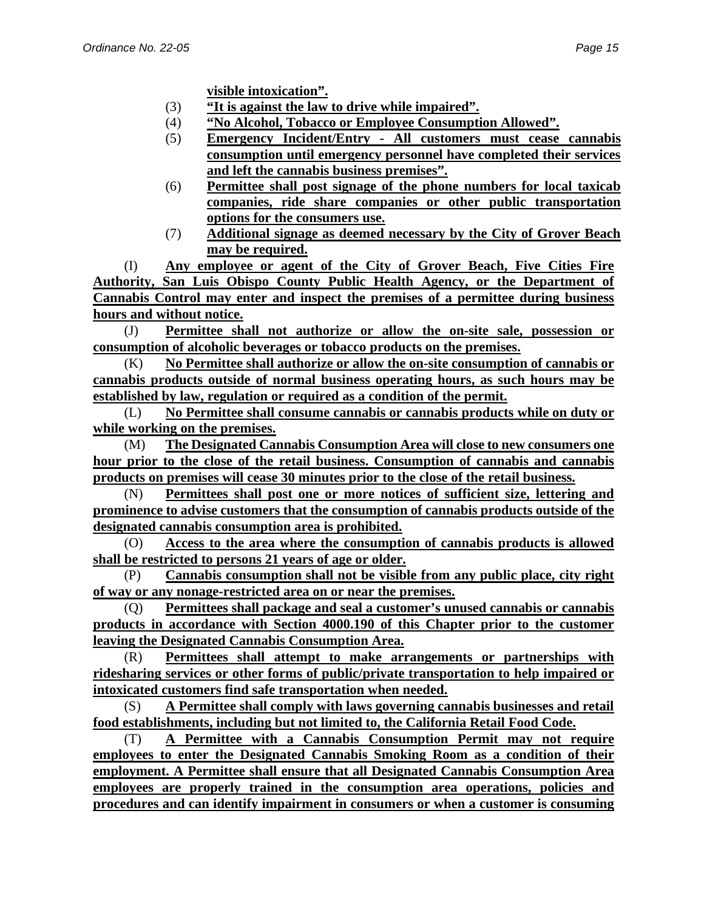**visible intoxication".**

(3) **"It is against the law to drive while impaired".**

(4) **"No Alcohol, Tobacco or Employee Consumption Allowed".**

(5) **Emergency Incident/Entry - All customers must cease cannabis consumption until emergency personnel have completed their services and left the cannabis business premises".**

(6) **Permittee shall post signage of the phone numbers for local taxicab companies, ride share companies or other public transportation options for the consumers use.**

(7) **Additional signage as deemed necessary by the City of Grover Beach may be required.**

(I) **Any employee or agent of the City of Grover Beach, Five Cities Fire Authority, San Luis Obispo County Public Health Agency, or the Department of Cannabis Control may enter and inspect the premises of a permittee during business hours and without notice.**

(J) **Permittee shall not authorize or allow the on-site sale, possession or consumption of alcoholic beverages or tobacco products on the premises.**

(K) **No Permittee shall authorize or allow the on-site consumption of cannabis or cannabis products outside of normal business operating hours, as such hours may be established by law, regulation or required as a condition of the permit.**

(L) **No Permittee shall consume cannabis or cannabis products while on duty or while working on the premises.**

(M) **The Designated Cannabis Consumption Area will close to new consumers one hour prior to the close of the retail business. Consumption of cannabis and cannabis products on premises will cease 30 minutes prior to the close of the retail business.**

(N) **Permittees shall post one or more notices of sufficient size, lettering and prominence to advise customers that the consumption of cannabis products outside of the designated cannabis consumption area is prohibited.**

(O) **Access to the area where the consumption of cannabis products is allowed shall be restricted to persons 21 years of age or older.**

(P) **Cannabis consumption shall not be visible from any public place, city right of way or any nonage-restricted area on or near the premises.**

(Q) **Permittees shall package and seal a customer's unused cannabis or cannabis products in accordance with Section 4000.190 of this Chapter prior to the customer leaving the Designated Cannabis Consumption Area.**

(R) **Permittees shall attempt to make arrangements or partnerships with ridesharing services or other forms of public/private transportation to help impaired or intoxicated customers find safe transportation when needed.**

(S) **A Permittee shall comply with laws governing cannabis businesses and retail food establishments, including but not limited to, the California Retail Food Code.**

(T) **A Permittee with a Cannabis Consumption Permit may not require employees to enter the Designated Cannabis Smoking Room as a condition of their employment. A Permittee shall ensure that all Designated Cannabis Consumption Area employees are properly trained in the consumption area operations, policies and procedures and can identify impairment in consumers or when a customer is consuming**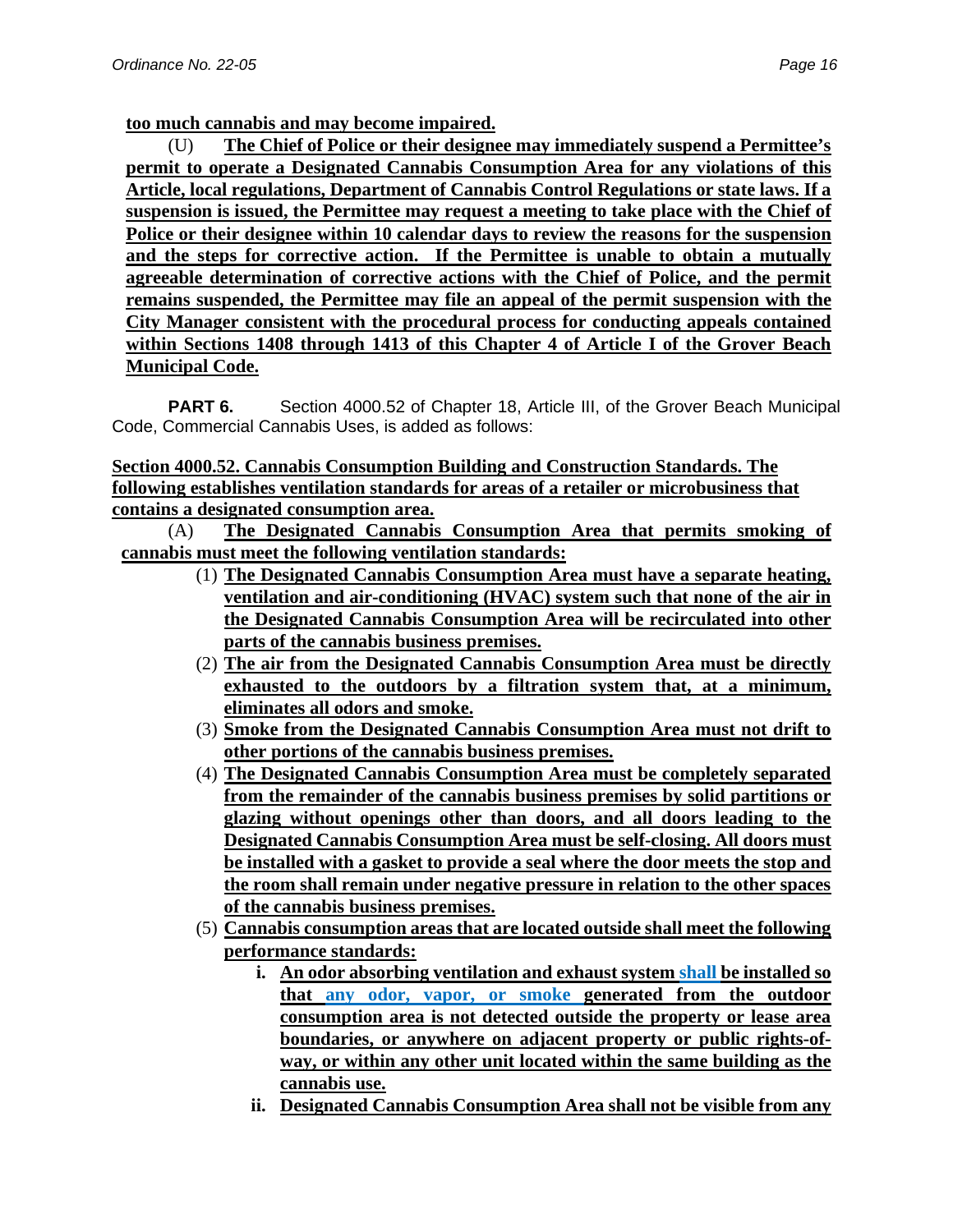**too much cannabis and may become impaired.**

(U) **The Chief of Police or their designee may immediately suspend a Permittee's permit to operate a Designated Cannabis Consumption Area for any violations of this Article, local regulations, Department of Cannabis Control Regulations or state laws. If a suspension is issued, the Permittee may request a meeting to take place with the Chief of Police or their designee within 10 calendar days to review the reasons for the suspension and the steps for corrective action. If the Permittee is unable to obtain a mutually agreeable determination of corrective actions with the Chief of Police, and the permit remains suspended, the Permittee may file an appeal of the permit suspension with the City Manager consistent with the procedural process for conducting appeals contained within Sections 1408 through 1413 of this Chapter 4 of Article I of the Grover Beach Municipal Code.**

**PART 6.** Section 4000.52 of Chapter 18, Article III, of the Grover Beach Municipal Code, Commercial Cannabis Uses, is added as follows:

**Section 4000.52. Cannabis Consumption Building and Construction Standards. The following establishes ventilation standards for areas of a retailer or microbusiness that contains a designated consumption area.**

(A) **The Designated Cannabis Consumption Area that permits smoking of cannabis must meet the following ventilation standards:**

(1) **The Designated Cannabis Consumption Area must have a separate heating, ventilation and air-conditioning (HVAC) system such that none of the air in the Designated Cannabis Consumption Area will be recirculated into other parts of the cannabis business premises.**

(2) **The air from the Designated Cannabis Consumption Area must be directly exhausted to the outdoors by a filtration system that, at a minimum, eliminates all odors and smoke.**

(3) **Smoke from the Designated Cannabis Consumption Area must not drift to other portions of the cannabis business premises.**

(4) **The Designated Cannabis Consumption Area must be completely separated from the remainder of the cannabis business premises by solid partitions or glazing without openings other than doors, and all doors leading to the Designated Cannabis Consumption Area must be self-closing. All doors must be installed with a gasket to provide a seal where the door meets the stop and the room shall remain under negative pressure in relation to the other spaces of the cannabis business premises.**

(5) **Cannabis consumption areas that are located outside shall meet the following performance standards:**

i. **An odor absorbing ventilation and exhaust system shall be installed so that any odor, vapor, or smoke generated from the outdoor consumption area is not detected outside the property or lease area boundaries, or anywhere on adjacent property or public rights-of-way, or within any other unit located within the same building as the cannabis use.**

ii. **Designated Cannabis Consumption Area shall not be visible from any**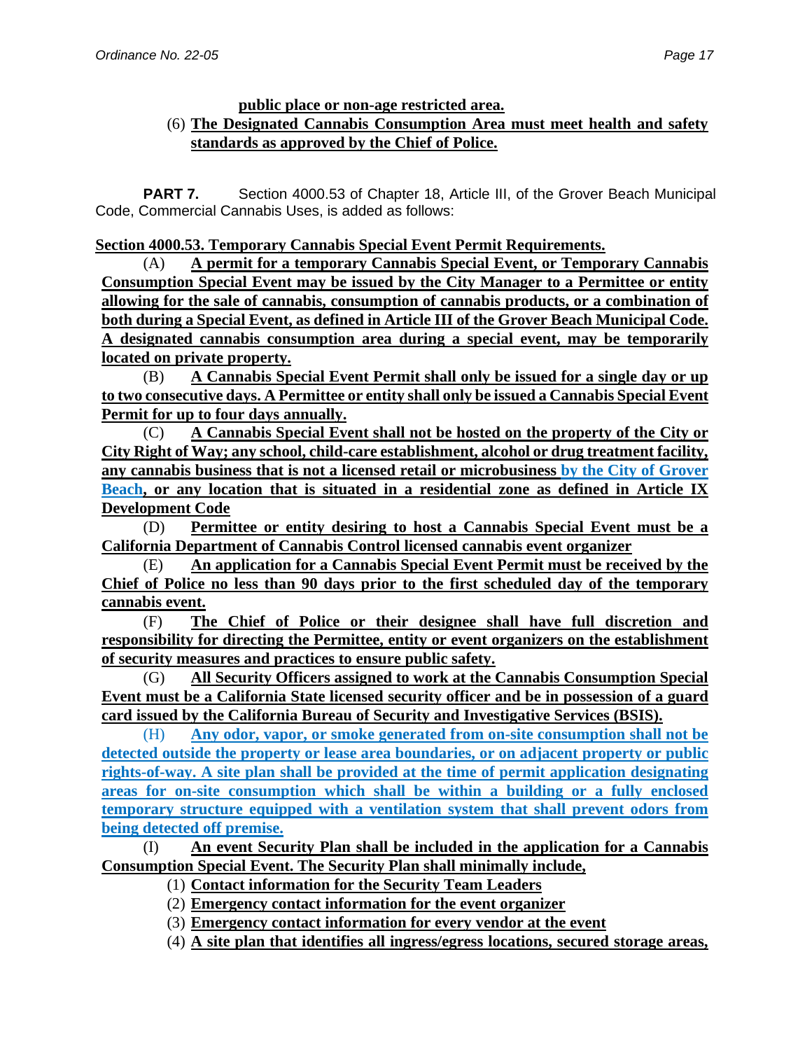**public place or non-age restricted area.**

(6) **The Designated Cannabis Consumption Area must meet health and safety standards as approved by the Chief of Police.**

**PART 7.** Section 4000.53 of Chapter 18, Article III, of the Grover Beach Municipal Code, Commercial Cannabis Uses, is added as follows:

**Section 4000.53. Temporary Cannabis Special Event Permit Requirements.**

(A) **A permit for a temporary Cannabis Special Event, or Temporary Cannabis Consumption Special Event may be issued by the City Manager to a Permittee or entity allowing for the sale of cannabis, consumption of cannabis products, or a combination of both during a Special Event, as defined in Article III of the Grover Beach Municipal Code. A designated cannabis consumption area during a special event, may be temporarily located on private property.**

(B) **A Cannabis Special Event Permit shall only be issued for a single day or up to two consecutive days. A Permittee or entity shall only be issued a Cannabis Special Event Permit for up to four days annually.**

(C) **A Cannabis Special Event shall not be hosted on the property of the City or City Right of Way; any school, child-care establishment, alcohol or drug treatment facility, any cannabis business that is not a licensed retail or microbusiness by the City of Grover Beach, or any location that is situated in a residential zone as defined in Article IX Development Code**

(D) **Permittee or entity desiring to host a Cannabis Special Event must be a California Department of Cannabis Control licensed cannabis event organizer**

(E) **An application for a Cannabis Special Event Permit must be received by the Chief of Police no less than 90 days prior to the first scheduled day of the temporary cannabis event.**

(F) **The Chief of Police or their designee shall have full discretion and responsibility for directing the Permittee, entity or event organizers on the establishment of security measures and practices to ensure public safety.**

(G) **All Security Officers assigned to work at the Cannabis Consumption Special Event must be a California State licensed security officer and be in possession of a guard card issued by the California Bureau of Security and Investigative Services (BSIS).**

(H) **Any odor, vapor, or smoke generated from on-site consumption shall not be detected outside the property or lease area boundaries, or on adjacent property or public rights-of-way. A site plan shall be provided at the time of permit application designating areas for on-site consumption which shall be within a building or a fully enclosed temporary structure equipped with a ventilation system that shall prevent odors from being detected off premise.**

(I) **An event Security Plan shall be included in the application for a Cannabis Consumption Special Event. The Security Plan shall minimally include,**

(1) **Contact information for the Security Team Leaders**

(2) **Emergency contact information for the event organizer**

(3) **Emergency contact information for every vendor at the event**

(4) **A site plan that identifies all ingress/egress locations, secured storage areas,**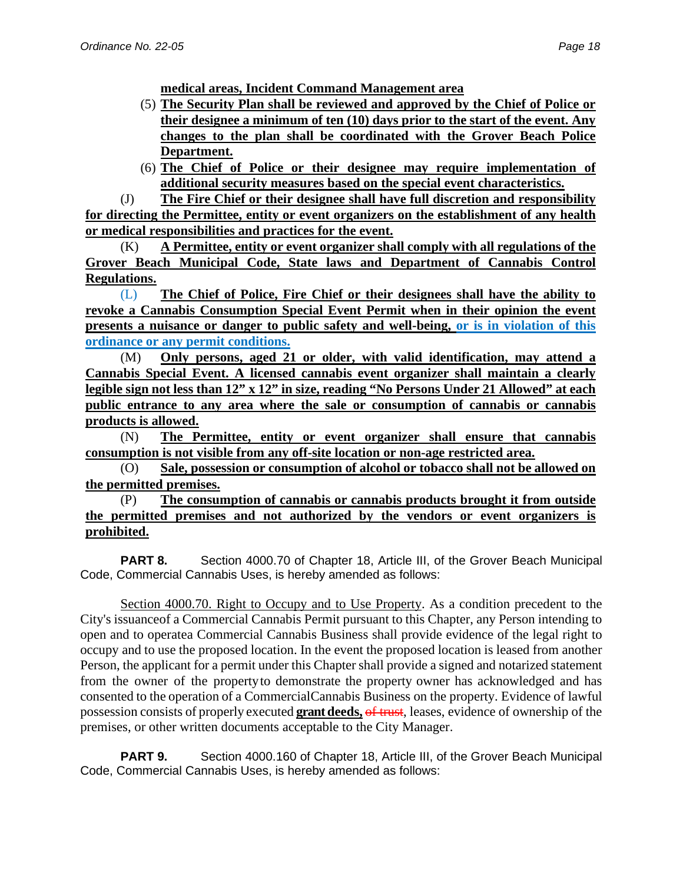**medical areas, Incident Command Management area**

(5) **The Security Plan shall be reviewed and approved by the Chief of Police or their designee a minimum of ten (10) days prior to the start of the event. Any changes to the plan shall be coordinated with the Grover Beach Police Department.**

(6) **The Chief of Police or their designee may require implementation of additional security measures based on the special event characteristics.**

(J) **The Fire Chief or their designee shall have full discretion and responsibility for directing the Permittee, entity or event organizers on the establishment of any health or medical responsibilities and practices for the event.**

(K) **A Permittee, entity or event organizer shall comply with all regulations of the Grover Beach Municipal Code, State laws and Department of Cannabis Control Regulations.**

(L) **The Chief of Police, Fire Chief or their designees shall have the ability to revoke a Cannabis Consumption Special Event Permit when in their opinion the event presents a nuisance or danger to public safety and well-being, or is in violation of this ordinance or any permit conditions.**

(M) **Only persons, aged 21 or older, with valid identification, may attend a Cannabis Special Event. A licensed cannabis event organizer shall maintain a clearly legible sign not less than 12" x 12" in size, reading "No Persons Under 21 Allowed" at each public entrance to any area where the sale or consumption of cannabis or cannabis products is allowed.**

(N) **The Permittee, entity or event organizer shall ensure that cannabis consumption is not visible from any off-site location or non-age restricted area.**

(O) **Sale, possession or consumption of alcohol or tobacco shall not be allowed on the permitted premises.**

(P) **The consumption of cannabis or cannabis products brought it from outside the permitted premises and not authorized by the vendors or event organizers is prohibited.**

**PART 8.** Section 4000.70 of Chapter 18, Article III, of the Grover Beach Municipal Code, Commercial Cannabis Uses, is hereby amended as follows:

Section 4000.70. Right to Occupy and to Use Property. As a condition precedent to the City's issuanceof a Commercial Cannabis Permit pursuant to this Chapter, any Person intending to open and to operatea Commercial Cannabis Business shall provide evidence of the legal right to occupy and to use the proposed location. In the event the proposed location is leased from another Person, the applicant for a permit under this Chapter shall provide a signed and notarized statement from the owner of the propertyto demonstrate the property owner has acknowledged and has consented to the operation of a CommercialCannabis Business on the property. Evidence of lawful possession consists of properly executed **grant deeds,** ~~of trust~~, leases, evidence of ownership of the premises, or other written documents acceptable to the City Manager.

**PART 9.** Section 4000.160 of Chapter 18, Article III, of the Grover Beach Municipal Code, Commercial Cannabis Uses, is hereby amended as follows: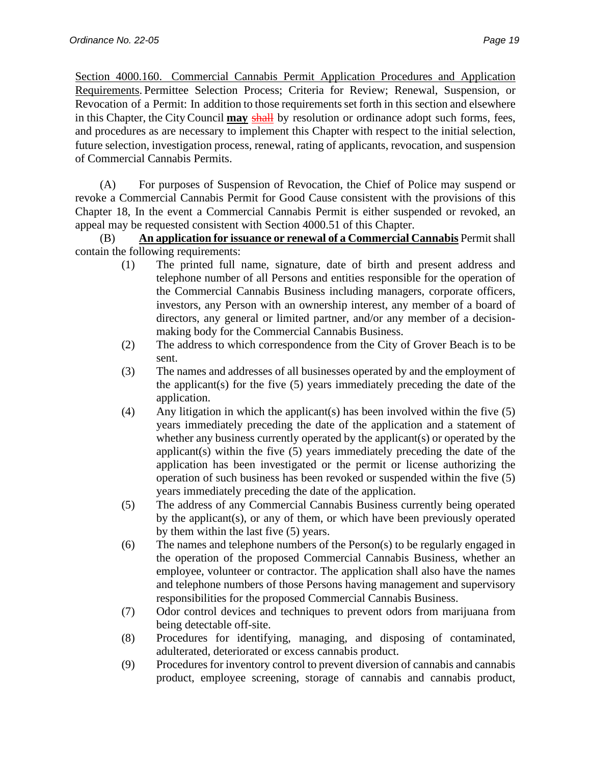<u>Section 4000.160. Commercial Cannabis Permit Application Procedures and Application Requirements.</u> Permittee Selection Process; Criteria for Review; Renewal, Suspension, or Revocation of a Permit: In addition to those requirements set forth in this section and elsewhere in this Chapter, the City Council **<u>may</u>** ~~shall~~ by resolution or ordinance adopt such forms, fees, and procedures as are necessary to implement this Chapter with respect to the initial selection, future selection, investigation process, renewal, rating of applicants, revocation, and suspension of Commercial Cannabis Permits.

(A) For purposes of Suspension of Revocation, the Chief of Police may suspend or revoke a Commercial Cannabis Permit for Good Cause consistent with the provisions of this Chapter 18, In the event a Commercial Cannabis Permit is either suspended or revoked, an appeal may be requested consistent with Section 4000.51 of this Chapter.

(B) **<u>An application for issuance or renewal of a Commercial Cannabis</u>** Permit shall contain the following requirements:

(1) The printed full name, signature, date of birth and present address and telephone number of all Persons and entities responsible for the operation of the Commercial Cannabis Business including managers, corporate officers, investors, any Person with an ownership interest, any member of a board of directors, any general or limited partner, and/or any member of a decision-making body for the Commercial Cannabis Business.

(2) The address to which correspondence from the City of Grover Beach is to be sent.

(3) The names and addresses of all businesses operated by and the employment of the applicant(s) for the five (5) years immediately preceding the date of the application.

(4) Any litigation in which the applicant(s) has been involved within the five (5) years immediately preceding the date of the application and a statement of whether any business currently operated by the applicant(s) or operated by the applicant(s) within the five (5) years immediately preceding the date of the application has been investigated or the permit or license authorizing the operation of such business has been revoked or suspended within the five (5) years immediately preceding the date of the application.

(5) The address of any Commercial Cannabis Business currently being operated by the applicant(s), or any of them, or which have been previously operated by them within the last five (5) years.

(6) The names and telephone numbers of the Person(s) to be regularly engaged in the operation of the proposed Commercial Cannabis Business, whether an employee, volunteer or contractor. The application shall also have the names and telephone numbers of those Persons having management and supervisory responsibilities for the proposed Commercial Cannabis Business.

(7) Odor control devices and techniques to prevent odors from marijuana from being detectable off-site.

(8) Procedures for identifying, managing, and disposing of contaminated, adulterated, deteriorated or excess cannabis product.

(9) Procedures for inventory control to prevent diversion of cannabis and cannabis product, employee screening, storage of cannabis and cannabis product,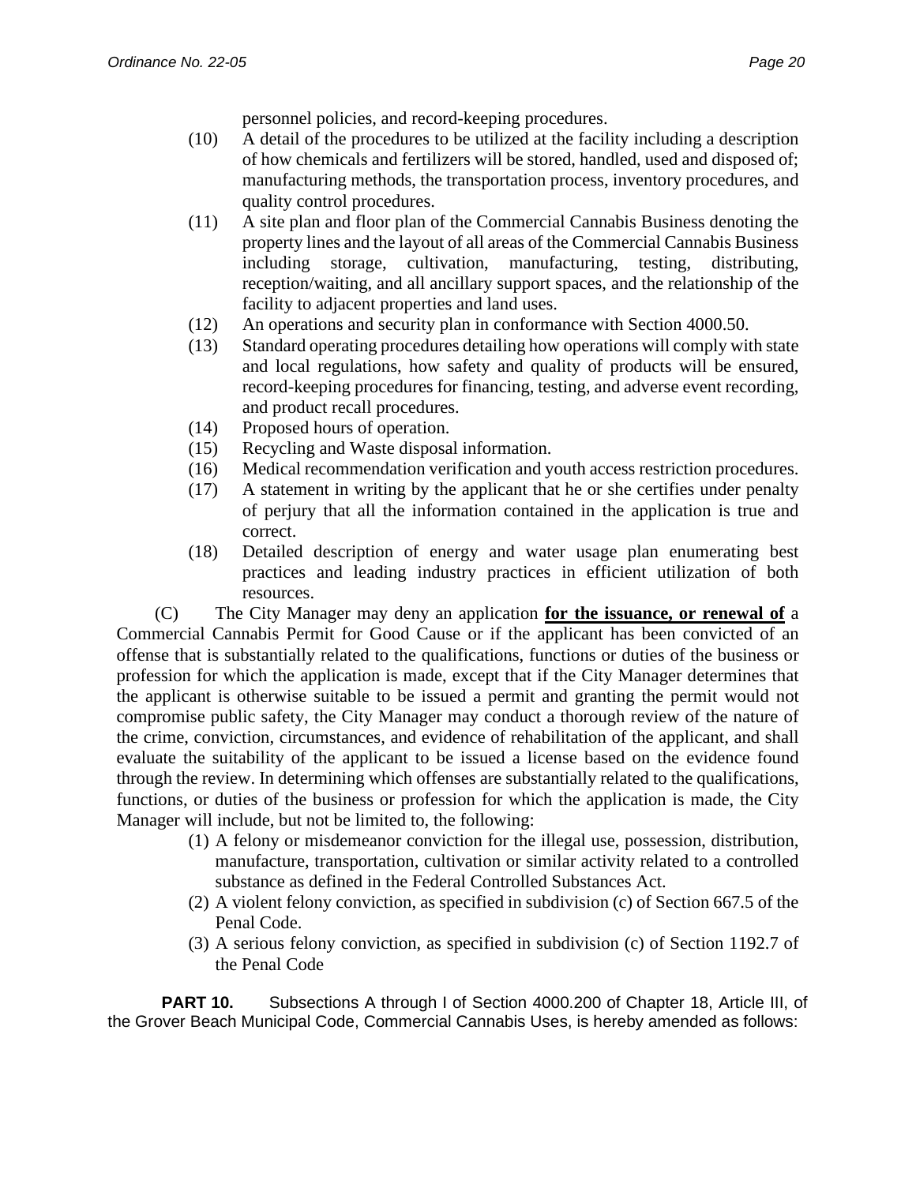personnel policies, and record-keeping procedures.

(10) A detail of the procedures to be utilized at the facility including a description of how chemicals and fertilizers will be stored, handled, used and disposed of; manufacturing methods, the transportation process, inventory procedures, and quality control procedures.

(11) A site plan and floor plan of the Commercial Cannabis Business denoting the property lines and the layout of all areas of the Commercial Cannabis Business including storage, cultivation, manufacturing, testing, distributing, reception/waiting, and all ancillary support spaces, and the relationship of the facility to adjacent properties and land uses.

(12) An operations and security plan in conformance with Section 4000.50.

(13) Standard operating procedures detailing how operations will comply with state and local regulations, how safety and quality of products will be ensured, record-keeping procedures for financing, testing, and adverse event recording, and product recall procedures.

(14) Proposed hours of operation.

(15) Recycling and Waste disposal information.

(16) Medical recommendation verification and youth access restriction procedures.

(17) A statement in writing by the applicant that he or she certifies under penalty of perjury that all the information contained in the application is true and correct.

(18) Detailed description of energy and water usage plan enumerating best practices and leading industry practices in efficient utilization of both resources.

(C) The City Manager may deny an application **for the issuance, or renewal of** a Commercial Cannabis Permit for Good Cause or if the applicant has been convicted of an offense that is substantially related to the qualifications, functions or duties of the business or profession for which the application is made, except that if the City Manager determines that the applicant is otherwise suitable to be issued a permit and granting the permit would not compromise public safety, the City Manager may conduct a thorough review of the nature of the crime, conviction, circumstances, and evidence of rehabilitation of the applicant, and shall evaluate the suitability of the applicant to be issued a license based on the evidence found through the review. In determining which offenses are substantially related to the qualifications, functions, or duties of the business or profession for which the application is made, the City Manager will include, but not be limited to, the following:

(1) A felony or misdemeanor conviction for the illegal use, possession, distribution, manufacture, transportation, cultivation or similar activity related to a controlled substance as defined in the Federal Controlled Substances Act.

(2) A violent felony conviction, as specified in subdivision (c) of Section 667.5 of the Penal Code.

(3) A serious felony conviction, as specified in subdivision (c) of Section 1192.7 of the Penal Code

**PART 10.** Subsections A through I of Section 4000.200 of Chapter 18, Article III, of the Grover Beach Municipal Code, Commercial Cannabis Uses, is hereby amended as follows: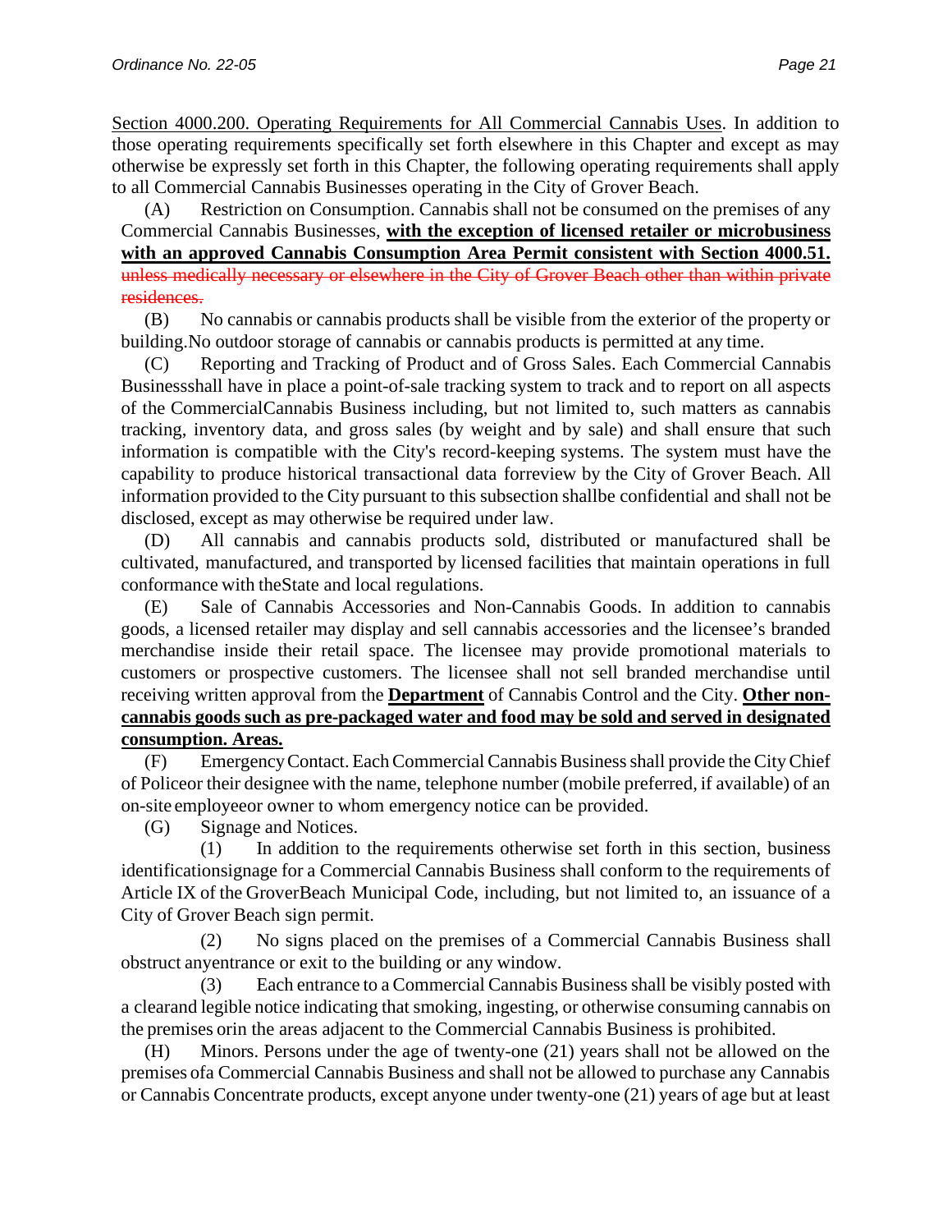<u>Section 4000.200. Operating Requirements for All Commercial Cannabis Uses</u>. In addition to those operating requirements specifically set forth elsewhere in this Chapter and except as may otherwise be expressly set forth in this Chapter, the following operating requirements shall apply to all Commercial Cannabis Businesses operating in the City of Grover Beach.

(A) Restriction on Consumption. Cannabis shall not be consumed on the premises of any Commercial Cannabis Businesses, <u>**with the exception of licensed retailer or microbusiness with an approved Cannabis Consumption Area Permit consistent with Section 4000.51.**</u> ~~unless medically necessary or elsewhere in the City of Grover Beach other than within private residences.~~

(B) No cannabis or cannabis products shall be visible from the exterior of the property or building.No outdoor storage of cannabis or cannabis products is permitted at any time.

(C) Reporting and Tracking of Product and of Gross Sales. Each Commercial Cannabis Businessshall have in place a point-of-sale tracking system to track and to report on all aspects of the CommercialCannabis Business including, but not limited to, such matters as cannabis tracking, inventory data, and gross sales (by weight and by sale) and shall ensure that such information is compatible with the City's record-keeping systems. The system must have the capability to produce historical transactional data forreview by the City of Grover Beach. All information provided to the City pursuant to this subsection shallbe confidential and shall not be disclosed, except as may otherwise be required under law.

(D) All cannabis and cannabis products sold, distributed or manufactured shall be cultivated, manufactured, and transported by licensed facilities that maintain operations in full conformance with theState and local regulations.

(E) Sale of Cannabis Accessories and Non-Cannabis Goods. In addition to cannabis goods, a licensed retailer may display and sell cannabis accessories and the licensee's branded merchandise inside their retail space. The licensee may provide promotional materials to customers or prospective customers. The licensee shall not sell branded merchandise until receiving written approval from the <u>**Department**</u> of Cannabis Control and the City. <u>**Other non-cannabis goods such as pre-packaged water and food may be sold and served in designated consumption. Areas.**</u>

(F) Emergency Contact. Each Commercial Cannabis Business shall provide the City Chief of Policeor their designee with the name, telephone number (mobile preferred, if available) of an on-site employeeor owner to whom emergency notice can be provided.

(G) Signage and Notices.

(1) In addition to the requirements otherwise set forth in this section, business identificationsignage for a Commercial Cannabis Business shall conform to the requirements of Article IX of the GroverBeach Municipal Code, including, but not limited to, an issuance of a City of Grover Beach sign permit.

(2) No signs placed on the premises of a Commercial Cannabis Business shall obstruct anyentrance or exit to the building or any window.

(3) Each entrance to a Commercial Cannabis Business shall be visibly posted with a clearand legible notice indicating that smoking, ingesting, or otherwise consuming cannabis on the premises orin the areas adjacent to the Commercial Cannabis Business is prohibited.

(H) Minors. Persons under the age of twenty-one (21) years shall not be allowed on the premises ofa Commercial Cannabis Business and shall not be allowed to purchase any Cannabis or Cannabis Concentrate products, except anyone under twenty-one (21) years of age but at least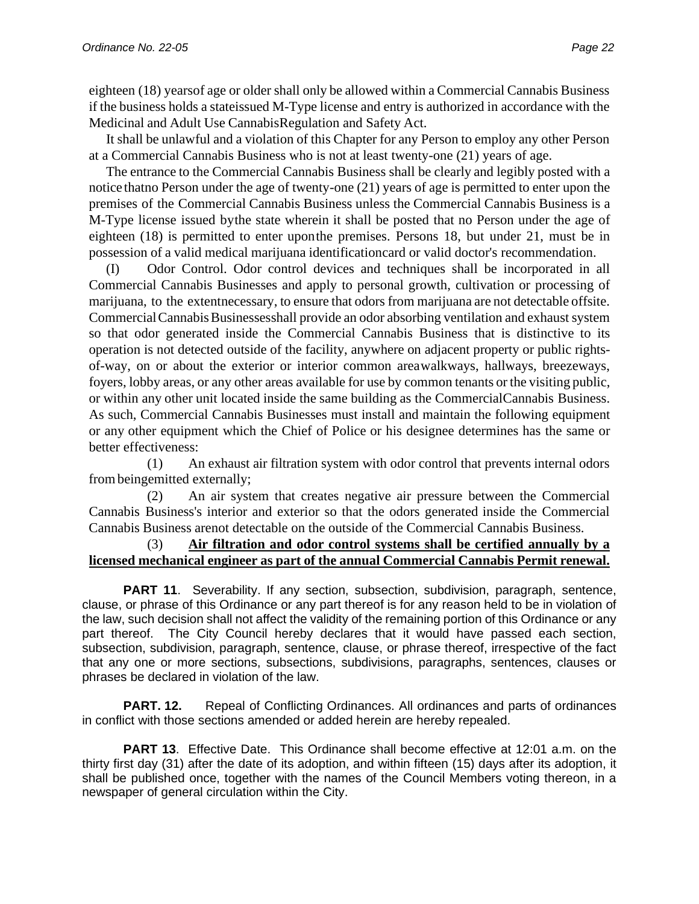eighteen (18) yearsof age or older shall only be allowed within a Commercial Cannabis Business if the business holds a stateissued M-Type license and entry is authorized in accordance with the Medicinal and Adult Use CannabisRegulation and Safety Act.

It shall be unlawful and a violation of this Chapter for any Person to employ any other Person at a Commercial Cannabis Business who is not at least twenty-one (21) years of age.

The entrance to the Commercial Cannabis Business shall be clearly and legibly posted with a notice thatno Person under the age of twenty-one (21) years of age is permitted to enter upon the premises of the Commercial Cannabis Business unless the Commercial Cannabis Business is a M-Type license issued bythe state wherein it shall be posted that no Person under the age of eighteen (18) is permitted to enter uponthe premises. Persons 18, but under 21, must be in possession of a valid medical marijuana identificationcard or valid doctor's recommendation.

(I) Odor Control. Odor control devices and techniques shall be incorporated in all Commercial Cannabis Businesses and apply to personal growth, cultivation or processing of marijuana, to the extentnecessary, to ensure that odors from marijuana are not detectable offsite. Commercial Cannabis Businessesshall provide an odor absorbing ventilation and exhaust system so that odor generated inside the Commercial Cannabis Business that is distinctive to its operation is not detected outside of the facility, anywhere on adjacent property or public rights-of-way, on or about the exterior or interior common areawalkways, hallways, breezeways, foyers, lobby areas, or any other areas available for use by common tenants or the visiting public, or within any other unit located inside the same building as the CommercialCannabis Business. As such, Commercial Cannabis Businesses must install and maintain the following equipment or any other equipment which the Chief of Police or his designee determines has the same or better effectiveness:

(1) An exhaust air filtration system with odor control that prevents internal odors from beingemitted externally;

(2) An air system that creates negative air pressure between the Commercial Cannabis Business's interior and exterior so that the odors generated inside the Commercial Cannabis Business arenot detectable on the outside of the Commercial Cannabis Business.

(3) **Air filtration and odor control systems shall be certified annually by a licensed mechanical engineer as part of the annual Commercial Cannabis Permit renewal.**

**PART 11**. Severability. If any section, subsection, subdivision, paragraph, sentence, clause, or phrase of this Ordinance or any part thereof is for any reason held to be in violation of the law, such decision shall not affect the validity of the remaining portion of this Ordinance or any part thereof. The City Council hereby declares that it would have passed each section, subsection, subdivision, paragraph, sentence, clause, or phrase thereof, irrespective of the fact that any one or more sections, subsections, subdivisions, paragraphs, sentences, clauses or phrases be declared in violation of the law.

**PART. 12.** Repeal of Conflicting Ordinances. All ordinances and parts of ordinances in conflict with those sections amended or added herein are hereby repealed.

**PART 13**. Effective Date. This Ordinance shall become effective at 12:01 a.m. on the thirty first day (31) after the date of its adoption, and within fifteen (15) days after its adoption, it shall be published once, together with the names of the Council Members voting thereon, in a newspaper of general circulation within the City.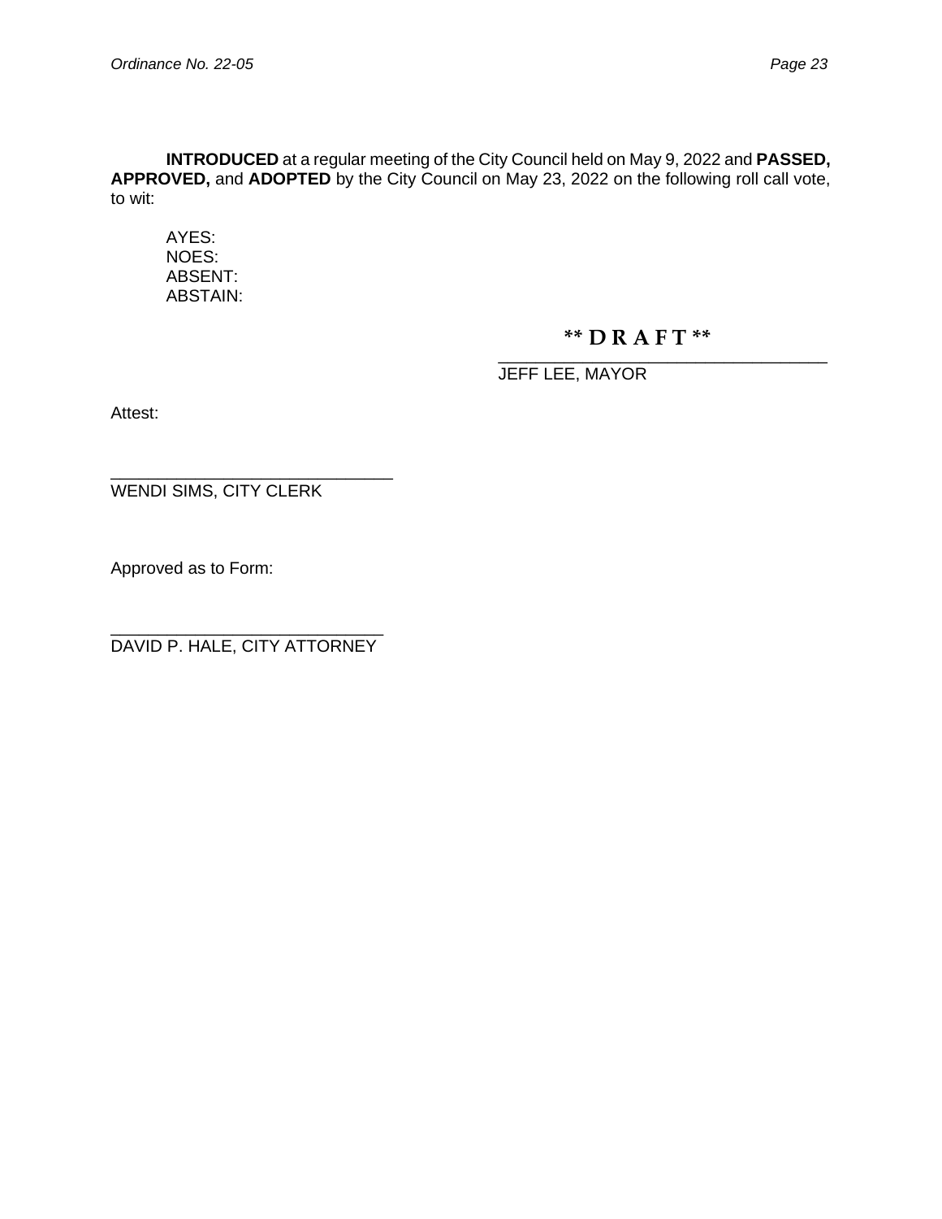**INTRODUCED** at a regular meeting of the City Council held on May 9, 2022 and **PASSED, APPROVED,** and **ADOPTED** by the City Council on May 23, 2022 on the following roll call vote, to wit:

AYES:
NOES:
ABSENT:
ABSTAIN:

**\*\* D R A F T \*\***

___________________________________
JEFF LEE, MAYOR

Attest:

______________________________
WENDI SIMS, CITY CLERK

Approved as to Form:

_____________________________
DAVID P. HALE, CITY ATTORNEY